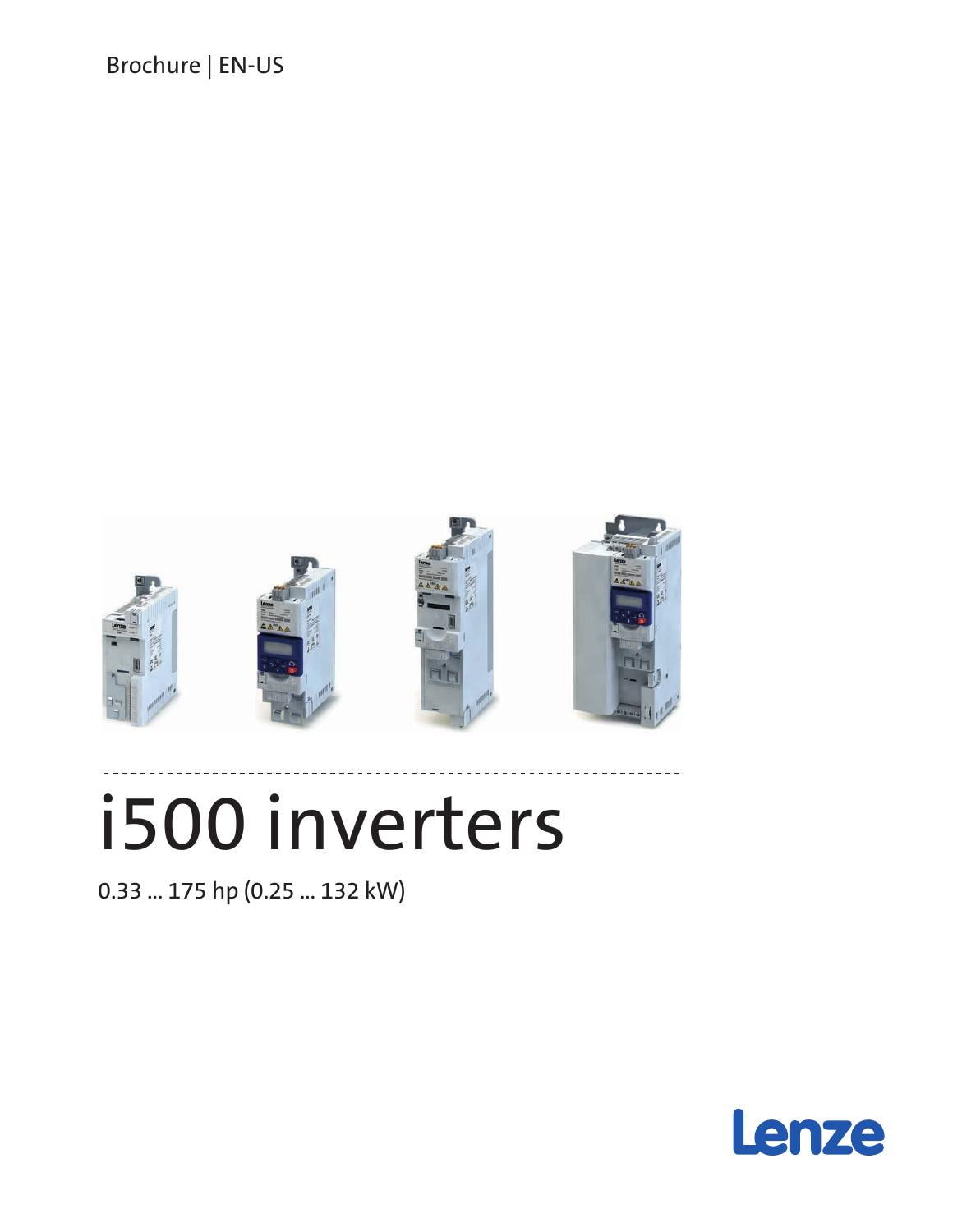Brochure | EN-US

# i500 inverters

0.33 ... 175 hp (0.25 ... 132 kW)

Lenze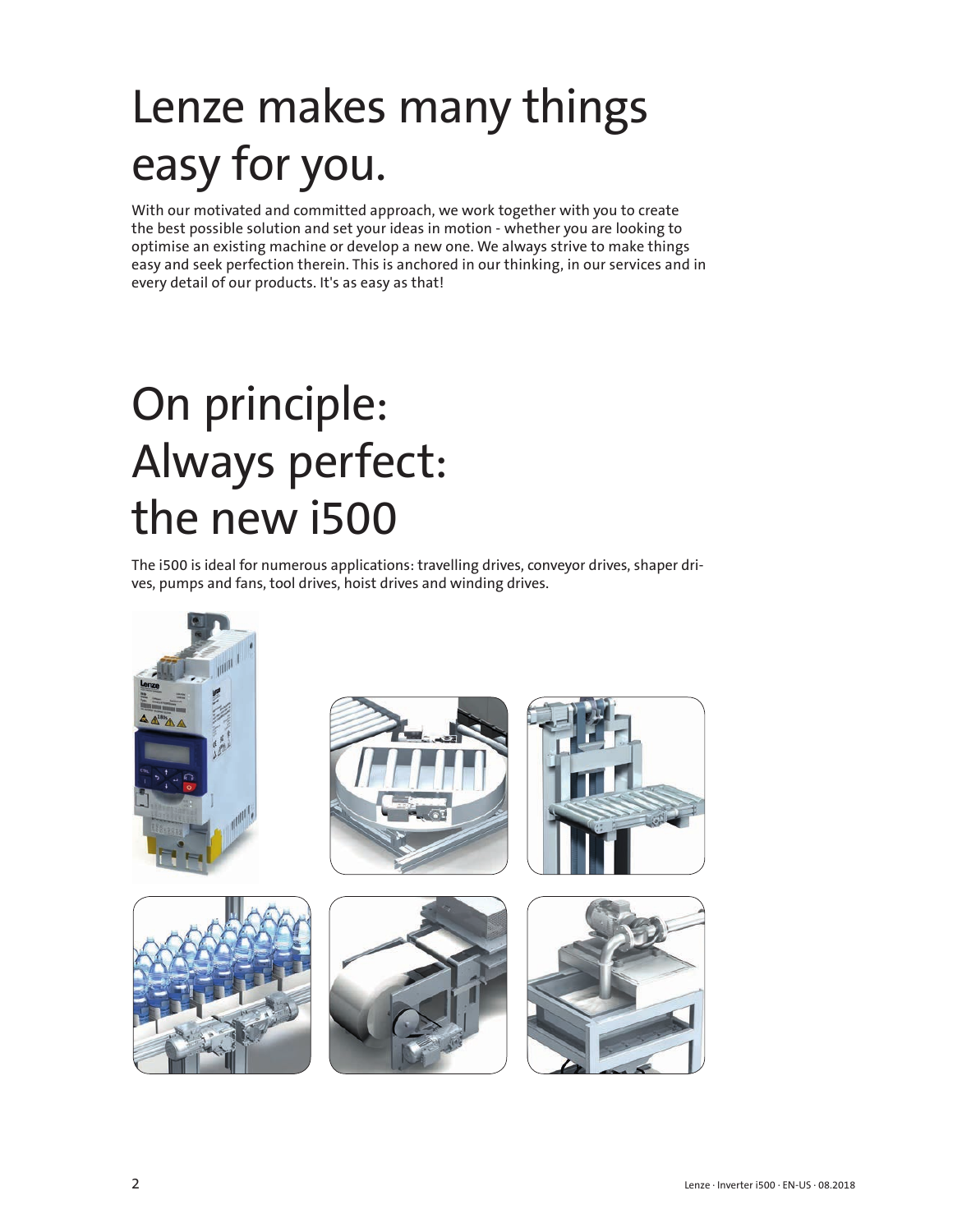# Lenze makes many things easy for you.

With our motivated and committed approach, we work together with you to create the best possible solution and set your ideas in motion - whether you are looking to optimise an existing machine or develop a new one. We always strive to make things easy and seek perfection therein. This is anchored in our thinking, in our services and in every detail of our products. It's as easy as that!

# On principle: Always perfect: the new i500

The i500 is ideal for numerous applications: travelling drives, conveyor drives, shaper drives, pumps and fans, tool drives, hoist drives and winding drives.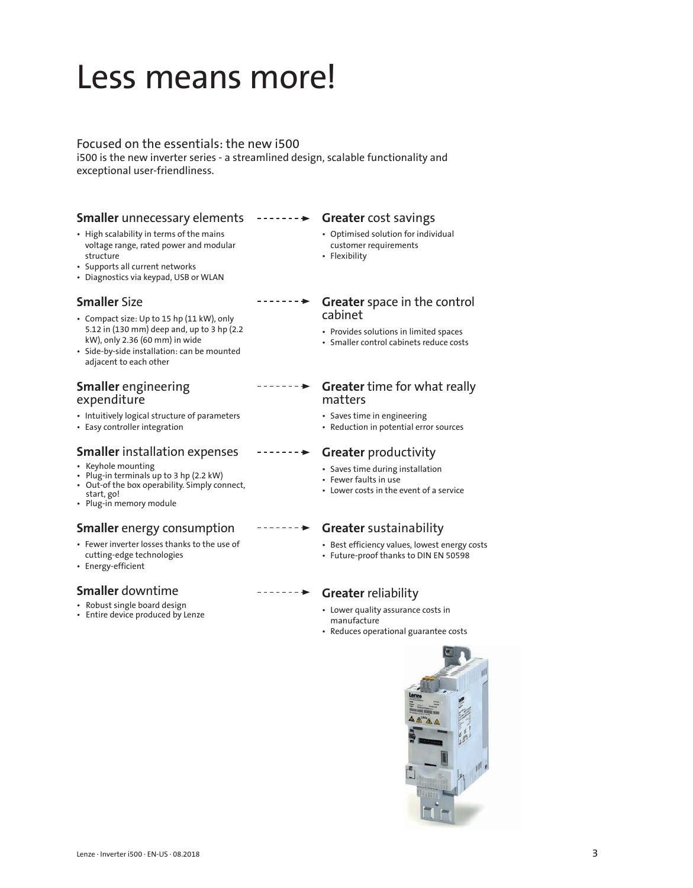# Less means more!

## Focused on the essentials: the new i500

i500 is the new inverter series - a streamlined design, scalable functionality and exceptional user-friendliness.

### **Smaller** unnecessary elements

- High scalability in terms of the mains voltage range, rated power and modular structure
- Supports all current networks
- Diagnostics via keypad, USB or WLAN

### **Greater** cost savings

- Optimised solution for individual customer requirements
- Flexibility

### **Smaller** Size

- Compact size: Up to 15 hp (11 kW), only 5.12 in (130 mm) deep and, up to 3 hp (2.2 kW), only 2.36 (60 mm) in wide
- Side-by-side installation: can be mounted adjacent to each other

### **Greater** space in the control cabinet

- Provides solutions in limited spaces
- Smaller control cabinets reduce costs

### **Smaller** engineering expenditure

- Intuitively logical structure of parameters
- Easy controller integration

### **Greater** time for what really matters

- Saves time in engineering
- Reduction in potential error sources

### **Smaller** installation expenses

- Keyhole mounting
- Plug-in terminals up to 3 hp (2.2 kW)
- Out-of the box operability. Simply connect, start, go!
- Plug-in memory module

### **Greater** productivity

- Saves time during installation
- Fewer faults in use
- Lower costs in the event of a service

### **Smaller** energy consumption

- Fewer inverter losses thanks to the use of cutting-edge technologies
- Energy-efficient

### **Greater** sustainability

- Best efficiency values, lowest energy costs
- Future-proof thanks to DIN EN 50598

### **Smaller** downtime

- Robust single board design
- Entire device produced by Lenze

### **Greater** reliability

- Lower quality assurance costs in manufacture
- Reduces operational guarantee costs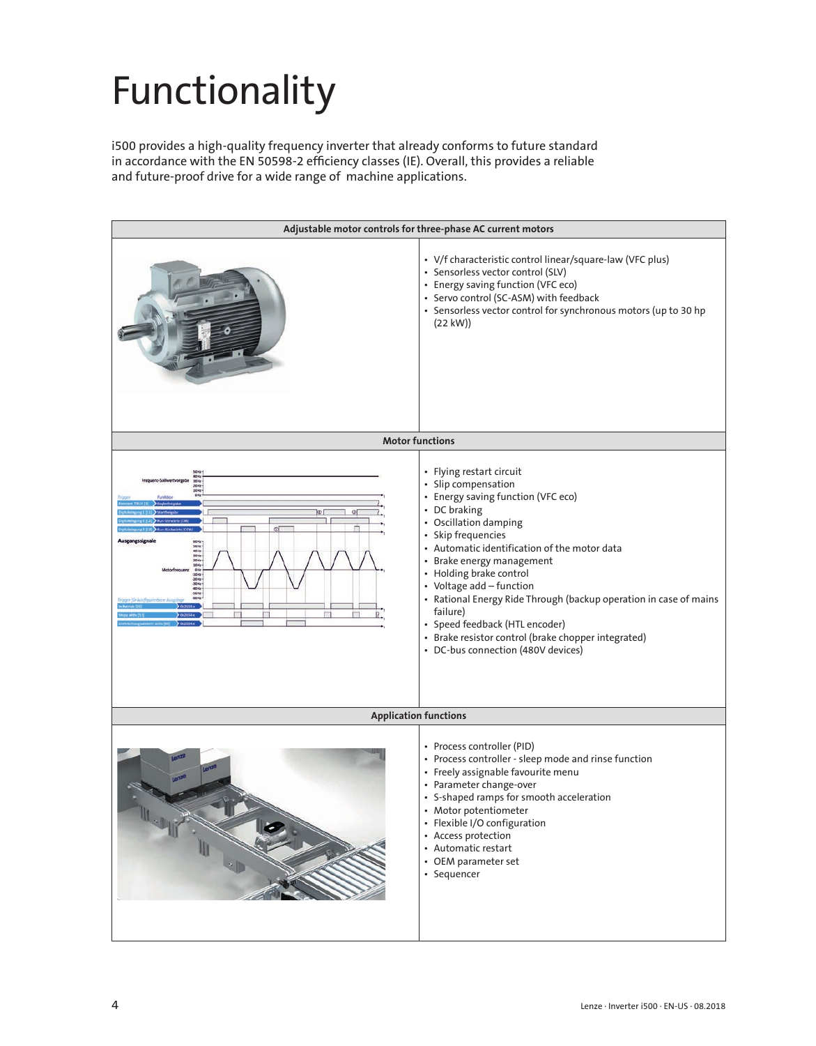# Functionality

i500 provides a high-quality frequency inverter that already conforms to future standard in accordance with the EN 50598-2 efficiency classes (IE). Overall, this provides a reliable and future-proof drive for a wide range of machine applications.

**Adjustable motor controls for three-phase AC current motors**

- V/f characteristic control linear/square-law (VFC plus)
- Sensorless vector control (SLV)
- Energy saving function (VFC eco)
- Servo control (SC-ASM) with feedback
- Sensorless vector control for synchronous motors (up to 30 hp (22 kW))

**Motor functions**

- Flying restart circuit
- Slip compensation
- Energy saving function (VFC eco)
- DC braking
- Oscillation damping
- Skip frequencies
- Automatic identification of the motor data
- Brake energy management
- Holding brake control
- Voltage add – function
- Rational Energy Ride Through (backup operation in case of mains failure)
- Speed feedback (HTL encoder)
- Brake resistor control (brake chopper integrated)
- DC-bus connection (480V devices)

**Application functions**

- Process controller (PID)
- Process controller - sleep mode and rinse function
- Freely assignable favourite menu
- Parameter change-over
- S-shaped ramps for smooth acceleration
- Motor potentiometer
- Flexible I/O configuration
- Access protection
- Automatic restart
- OEM parameter set
- Sequencer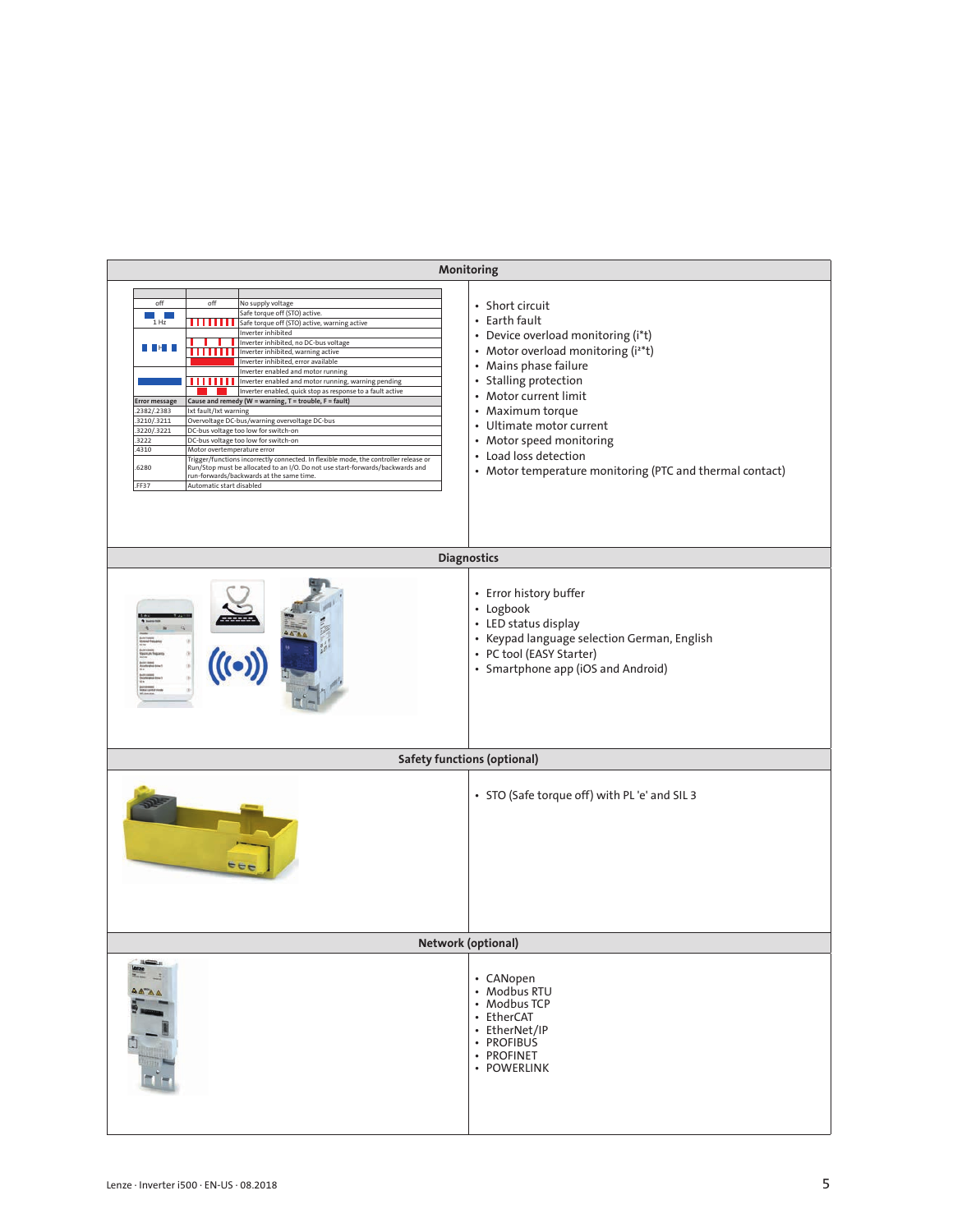## Monitoring

| | | |
|---|---|---|
| off | off | No supply voltage |
| 1 Hz | | Safe torque off (STO) active. |
| | | Safe torque off (STO) active, warning active |
| | | Inverter inhibited |
| | | Inverter inhibited, no DC-bus voltage |
| | | Inverter inhibited, warning active |
| | | Inverter inhibited, error available |
| | | Inverter enabled and motor running |
| | | Inverter enabled and motor running, warning pending |
| | | Inverter enabled, quick stop as response to a fault active |

| Error message | Cause and remedy (W = warning, T = trouble, F = fault) |
|---|---|
| 2382/.2383 | Ixt fault/Ixt warning |
| 3210/.3211 | Overvoltage DC-bus/warning overvoltage DC-bus |
| 3220/.3221 | DC-bus voltage too low for switch-on |
| 3222 | DC-bus voltage too low for switch-on |
| 4310 | Motor overtemperature error |
| 6280 | Trigger/functions incorrectly connected. In flexible mode, the controller release or Run/Stop must be allocated to an I/O. Do not use start-forwards/backwards and run-forwards/backwards at the same time. |
| FF37 | Automatic start disabled |

- Short circuit
- Earth fault
- Device overload monitoring (i*t)
- Motor overload monitoring ($i^2$*t)
- Mains phase failure
- Stalling protection
- Motor current limit
- Maximum torque
- Ultimate motor current
- Motor speed monitoring
- Load loss detection
- Motor temperature monitoring (PTC and thermal contact)

## Diagnostics

- Error history buffer
- Logbook
- LED status display
- Keypad language selection German, English
- PC tool (EASY Starter)
- Smartphone app (iOS and Android)

## Safety functions (optional)

- STO (Safe torque off) with PL 'e' and SIL 3

## Network (optional)

- CANopen
- Modbus RTU
- Modbus TCP
- EtherCAT
- EtherNet/IP
- PROFIBUS
- PROFINET
- POWERLINK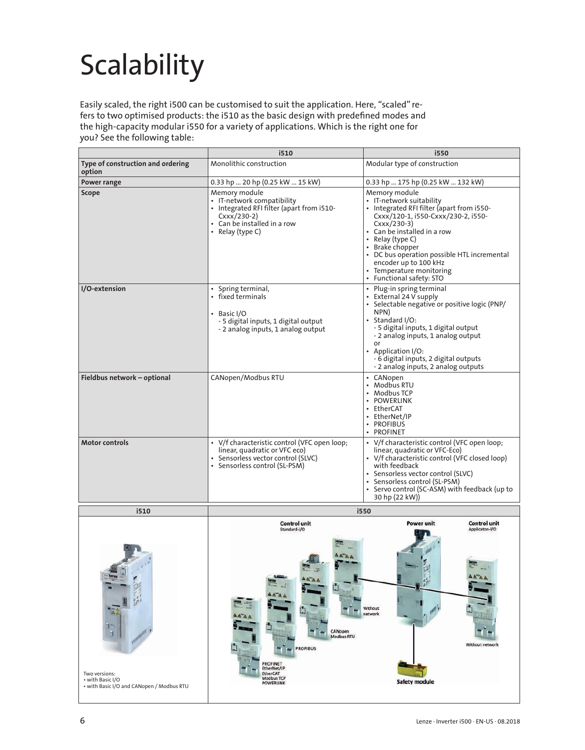# Scalability

Easily scaled, the right i500 can be customised to suit the application. Here, "scaled" refers to two optimised products: the i510 as the basic design with predefined modes and the high-capacity modular i550 for a variety of applications. Which is the right one for you? See the following table:

| | i510 | i550 |
|---|---|---|
| **Type of construction and ordering option** | Monolithic construction | Modular type of construction |
| **Power range** | 0.33 hp ... 20 hp (0.25 kW ... 15 kW) | 0.33 hp ... 175 hp (0.25 kW ... 132 kW) |
| **Scope** | Memory module<br>• IT-network compatibility<br>• Integrated RFI filter (apart from i510-Cxxx/230-2)<br>• Can be installed in a row<br>• Relay (type C) | Memory module<br>• IT-network suitability<br>• Integrated RFI filter (apart from i550-Cxxx/120-1, i550-Cxxx/230-2, i550-Cxxx/230-3)<br>• Can be installed in a row<br>• Relay (type C)<br>• Brake chopper<br>• DC bus operation possible HTL incremental encoder up to 100 kHz<br>• Temperature monitoring<br>• Functional safety: STO |
| **I/O-extension** | • Spring terminal,<br>• fixed terminals<br><br>• Basic I/O<br>- 5 digital inputs, 1 digital output<br>- 2 analog inputs, 1 analog output | • Plug-in spring terminal<br>• External 24 V supply<br>• Selectable negative or positive logic (PNP/NPN)<br>• Standard I/O:<br>- 5 digital inputs, 1 digital output<br>- 2 analog inputs, 1 analog output<br>or<br>• Application I/O:<br>- 6 digital inputs, 2 digital outputs<br>- 2 analog inputs, 2 analog outputs |
| **Fieldbus network – optional** | CANopen/Modbus RTU | • CANopen<br>• Modbus RTU<br>• Modbus TCP<br>• POWERLINK<br>• EtherCAT<br>• EtherNet/IP<br>• PROFIBUS<br>• PROFINET |
| **Motor controls** | • V/f characteristic control (VFC open loop; linear, quadratic or VFC eco)<br>• Sensorless vector control (SLVC)<br>• Sensorless control (SL-PSM) | • V/f characteristic control (VFC open loop; linear, quadratic or VFC-Eco)<br>• V/f characteristic control (VFC closed loop) with feedback<br>• Sensorless vector control (SLVC)<br>• Sensorless control (SL-PSM)<br>• Servo control (SC-ASM) with feedback (up to 30 hp (22 kW)) |

| i510 | i550 |
|---|---|
| Two versions:<br>• with Basic I/O<br>• with Basic I/O and CANopen / Modbus RTU | Control unit Standard-I/O: PROFINET, EtherNet/IP, EtherCAT, Modbus TCP, POWERLINK; PROFIBUS; CANopen Modbus RTU; Without network<br>Power unit<br>Control unit Application-I/O: Without network<br>Safety module |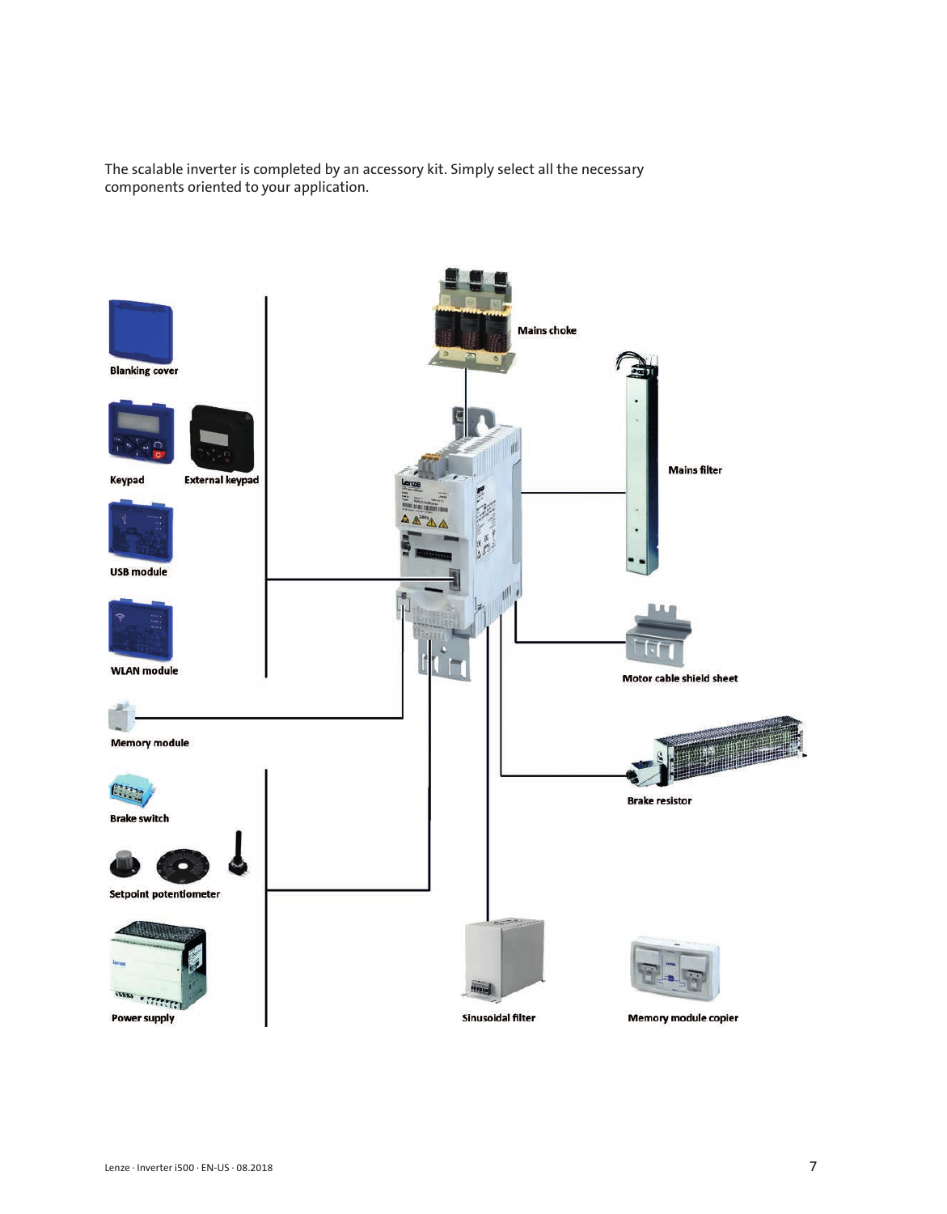The scalable inverter is completed by an accessory kit. Simply select all the necessary components oriented to your application.

Blanking cover

Keypad

External keypad

USB module

WLAN module

Memory module

Brake switch

Setpoint potentiometer

Power supply

Mains choke

Mains filter

Motor cable shield sheet

Brake resistor

Sinusoidal filter

Memory module copier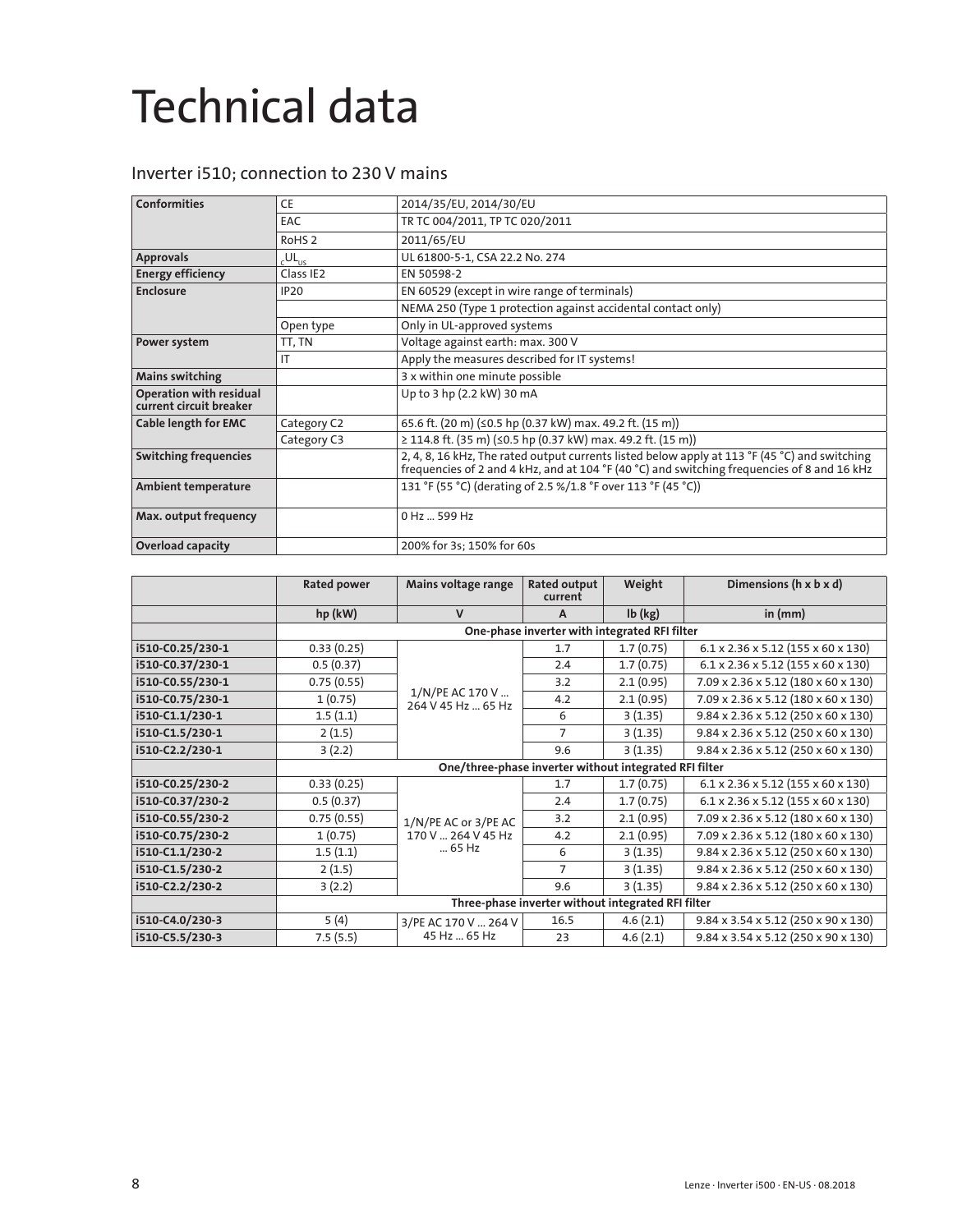# Technical data

## Inverter i510; connection to 230 V mains

| Conformities | CE | 2014/35/EU, 2014/30/EU |
|---|---|---|
| | EAC | TR TC 004/2011, TP TC 020/2011 |
| | RoHS 2 | 2011/65/EU |
| **Approvals** | cULus | UL 61800-5-1, CSA 22.2 No. 274 |
| **Energy efficiency** | Class IE2 | EN 50598-2 |
| **Enclosure** | IP20 | EN 60529 (except in wire range of terminals) |
| | | NEMA 250 (Type 1 protection against accidental contact only) |
| | Open type | Only in UL-approved systems |
| **Power system** | TT, TN | Voltage against earth: max. 300 V |
| | IT | Apply the measures described for IT systems! |
| **Mains switching** | | 3 x within one minute possible |
| **Operation with residual current circuit breaker** | | Up to 3 hp (2.2 kW) 30 mA |
| **Cable length for EMC** | Category C2 | 65.6 ft. (20 m) (≤0.5 hp (0.37 kW) max. 49.2 ft. (15 m)) |
| | Category C3 | ≥ 114.8 ft. (35 m) (≤0.5 hp (0.37 kW) max. 49.2 ft. (15 m)) |
| **Switching frequencies** | | 2, 4, 8, 16 kHz, The rated output currents listed below apply at 113 °F (45 °C) and switching frequencies of 2 and 4 kHz, and at 104 °F (40 °C) and switching frequencies of 8 and 16 kHz |
| **Ambient temperature** | | 131 °F (55 °C) (derating of 2.5 %/1.8 °F over 113 °F (45 °C)) |
| **Max. output frequency** | | 0 Hz ... 599 Hz |
| **Overload capacity** | | 200% for 3s; 150% for 60s |

| | Rated power | Mains voltage range | Rated output current | Weight | Dimensions (h x b x d) |
|---|---|---|---|---|---|
| | hp (kW) | V | A | lb (kg) | in (mm) |
| | **One-phase inverter with integrated RFI filter** | | | | |
| **i510-C0.25/230-1** | 0.33 (0.25) | 1/N/PE AC 170 V ... 264 V 45 Hz ... 65 Hz | 1.7 | 1.7 (0.75) | 6.1 x 2.36 x 5.12 (155 x 60 x 130) |
| **i510-C0.37/230-1** | 0.5 (0.37) | | 2.4 | 1.7 (0.75) | 6.1 x 2.36 x 5.12 (155 x 60 x 130) |
| **i510-C0.55/230-1** | 0.75 (0.55) | | 3.2 | 2.1 (0.95) | 7.09 x 2.36 x 5.12 (180 x 60 x 130) |
| **i510-C0.75/230-1** | 1 (0.75) | | 4.2 | 2.1 (0.95) | 7.09 x 2.36 x 5.12 (180 x 60 x 130) |
| **i510-C1.1/230-1** | 1.5 (1.1) | | 6 | 3 (1.35) | 9.84 x 2.36 x 5.12 (250 x 60 x 130) |
| **i510-C1.5/230-1** | 2 (1.5) | | 7 | 3 (1.35) | 9.84 x 2.36 x 5.12 (250 x 60 x 130) |
| **i510-C2.2/230-1** | 3 (2.2) | | 9.6 | 3 (1.35) | 9.84 x 2.36 x 5.12 (250 x 60 x 130) |
| | **One/three-phase inverter without integrated RFI filter** | | | | |
| **i510-C0.25/230-2** | 0.33 (0.25) | 1/N/PE AC or 3/PE AC 170 V ... 264 V 45 Hz ... 65 Hz | 1.7 | 1.7 (0.75) | 6.1 x 2.36 x 5.12 (155 x 60 x 130) |
| **i510-C0.37/230-2** | 0.5 (0.37) | | 2.4 | 1.7 (0.75) | 6.1 x 2.36 x 5.12 (155 x 60 x 130) |
| **i510-C0.55/230-2** | 0.75 (0.55) | | 3.2 | 2.1 (0.95) | 7.09 x 2.36 x 5.12 (180 x 60 x 130) |
| **i510-C0.75/230-2** | 1 (0.75) | | 4.2 | 2.1 (0.95) | 7.09 x 2.36 x 5.12 (180 x 60 x 130) |
| **i510-C1.1/230-2** | 1.5 (1.1) | | 6 | 3 (1.35) | 9.84 x 2.36 x 5.12 (250 x 60 x 130) |
| **i510-C1.5/230-2** | 2 (1.5) | | 7 | 3 (1.35) | 9.84 x 2.36 x 5.12 (250 x 60 x 130) |
| **i510-C2.2/230-2** | 3 (2.2) | | 9.6 | 3 (1.35) | 9.84 x 2.36 x 5.12 (250 x 60 x 130) |
| | **Three-phase inverter without integrated RFI filter** | | | | |
| **i510-C4.0/230-3** | 5 (4) | 3/PE AC 170 V ... 264 V 45 Hz ... 65 Hz | 16.5 | 4.6 (2.1) | 9.84 x 3.54 x 5.12 (250 x 90 x 130) |
| **i510-C5.5/230-3** | 7.5 (5.5) | | 23 | 4.6 (2.1) | 9.84 x 3.54 x 5.12 (250 x 90 x 130) |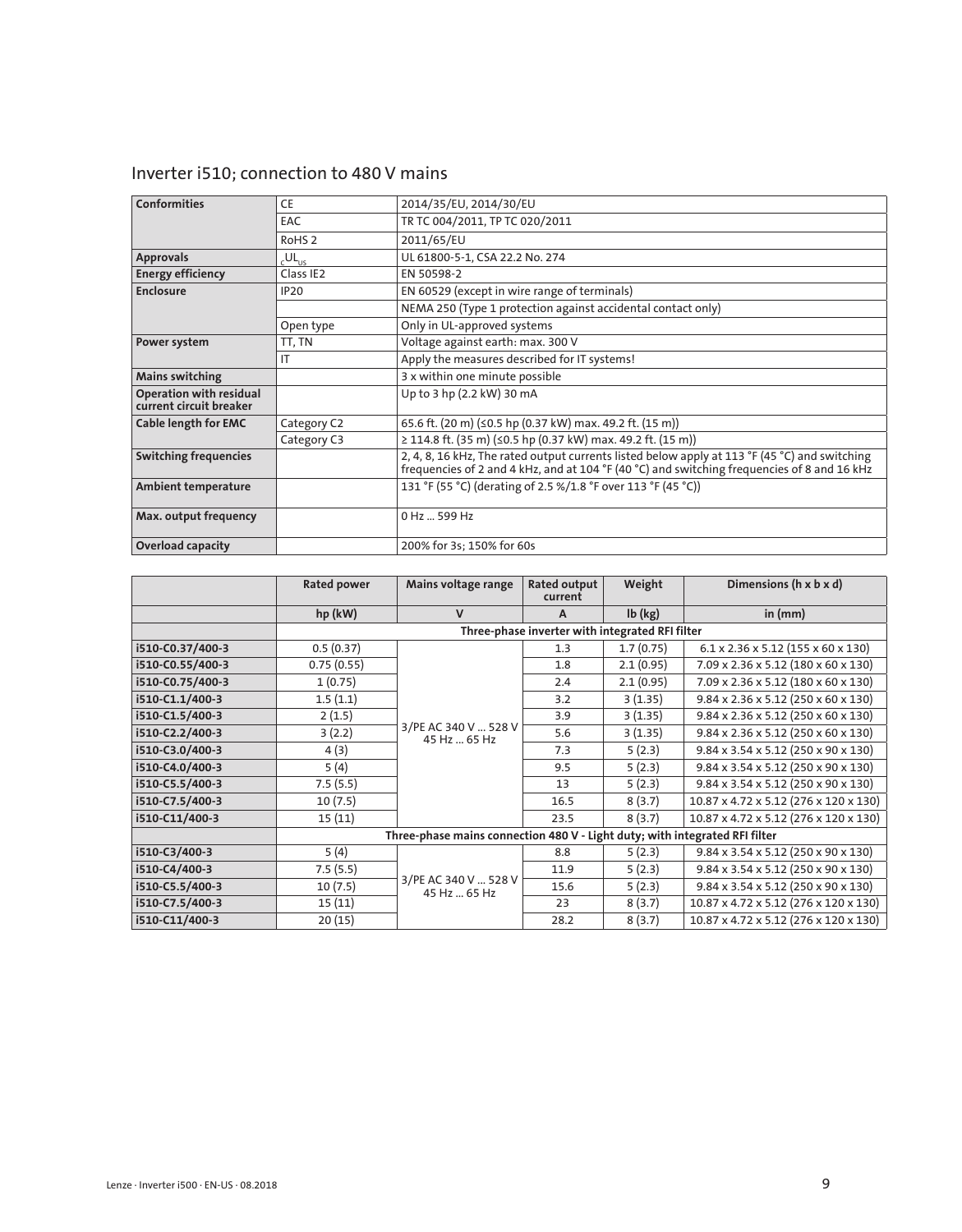## Inverter i510; connection to 480 V mains

| | | |
|---|---|---|
| **Conformities** | CE | 2014/35/EU, 2014/30/EU |
| | EAC | TR TC 004/2011, TP TC 020/2011 |
| | RoHS 2 | 2011/65/EU |
| **Approvals** | $_{c}UL_{US}$ | UL 61800-5-1, CSA 22.2 No. 274 |
| **Energy efficiency** | Class IE2 | EN 50598-2 |
| **Enclosure** | IP20 | EN 60529 (except in wire range of terminals) |
| | | NEMA 250 (Type 1 protection against accidental contact only) |
| | Open type | Only in UL-approved systems |
| **Power system** | TT, TN | Voltage against earth: max. 300 V |
| | IT | Apply the measures described for IT systems! |
| **Mains switching** | | 3 x within one minute possible |
| **Operation with residual current circuit breaker** | | Up to 3 hp (2.2 kW) 30 mA |
| **Cable length for EMC** | Category C2 | 65.6 ft. (20 m) (≤0.5 hp (0.37 kW) max. 49.2 ft. (15 m)) |
| | Category C3 | ≥ 114.8 ft. (35 m) (≤0.5 hp (0.37 kW) max. 49.2 ft. (15 m)) |
| **Switching frequencies** | | 2, 4, 8, 16 kHz, The rated output currents listed below apply at 113 °F (45 °C) and switching frequencies of 2 and 4 kHz, and at 104 °F (40 °C) and switching frequencies of 8 and 16 kHz |
| **Ambient temperature** | | 131 °F (55 °C) (derating of 2.5 %/1.8 °F over 113 °F (45 °C)) |
| **Max. output frequency** | | 0 Hz ... 599 Hz |
| **Overload capacity** | | 200% for 3s; 150% for 60s |

| | Rated power | Mains voltage range | Rated output current | Weight | Dimensions (h x b x d) |
|---|---|---|---|---|---|
| | hp (kW) | V | A | lb (kg) | in (mm) |
| | Three-phase inverter with integrated RFI filter | | | | |
| i510-C0.37/400-3 | 0.5 (0.37) | 3/PE AC 340 V ... 528 V 45 Hz ... 65 Hz | 1.3 | 1.7 (0.75) | 6.1 x 2.36 x 5.12 (155 x 60 x 130) |
| i510-C0.55/400-3 | 0.75 (0.55) | | 1.8 | 2.1 (0.95) | 7.09 x 2.36 x 5.12 (180 x 60 x 130) |
| i510-C0.75/400-3 | 1 (0.75) | | 2.4 | 2.1 (0.95) | 7.09 x 2.36 x 5.12 (180 x 60 x 130) |
| i510-C1.1/400-3 | 1.5 (1.1) | | 3.2 | 3 (1.35) | 9.84 x 2.36 x 5.12 (250 x 60 x 130) |
| i510-C1.5/400-3 | 2 (1.5) | | 3.9 | 3 (1.35) | 9.84 x 2.36 x 5.12 (250 x 60 x 130) |
| i510-C2.2/400-3 | 3 (2.2) | | 5.6 | 3 (1.35) | 9.84 x 2.36 x 5.12 (250 x 60 x 130) |
| i510-C3.0/400-3 | 4 (3) | | 7.3 | 5 (2.3) | 9.84 x 3.54 x 5.12 (250 x 90 x 130) |
| i510-C4.0/400-3 | 5 (4) | | 9.5 | 5 (2.3) | 9.84 x 3.54 x 5.12 (250 x 90 x 130) |
| i510-C5.5/400-3 | 7.5 (5.5) | | 13 | 5 (2.3) | 9.84 x 3.54 x 5.12 (250 x 90 x 130) |
| i510-C7.5/400-3 | 10 (7.5) | | 16.5 | 8 (3.7) | 10.87 x 4.72 x 5.12 (276 x 120 x 130) |
| i510-C11/400-3 | 15 (11) | | 23.5 | 8 (3.7) | 10.87 x 4.72 x 5.12 (276 x 120 x 130) |
| | Three-phase mains connection 480 V - Light duty; with integrated RFI filter | | | | |
| i510-C3/400-3 | 5 (4) | 3/PE AC 340 V ... 528 V 45 Hz ... 65 Hz | 8.8 | 5 (2.3) | 9.84 x 3.54 x 5.12 (250 x 90 x 130) |
| i510-C4/400-3 | 7.5 (5.5) | | 11.9 | 5 (2.3) | 9.84 x 3.54 x 5.12 (250 x 90 x 130) |
| i510-C5.5/400-3 | 10 (7.5) | | 15.6 | 5 (2.3) | 9.84 x 3.54 x 5.12 (250 x 90 x 130) |
| i510-C7.5/400-3 | 15 (11) | | 23 | 8 (3.7) | 10.87 x 4.72 x 5.12 (276 x 120 x 130) |
| i510-C11/400-3 | 20 (15) | | 28.2 | 8 (3.7) | 10.87 x 4.72 x 5.12 (276 x 120 x 130) |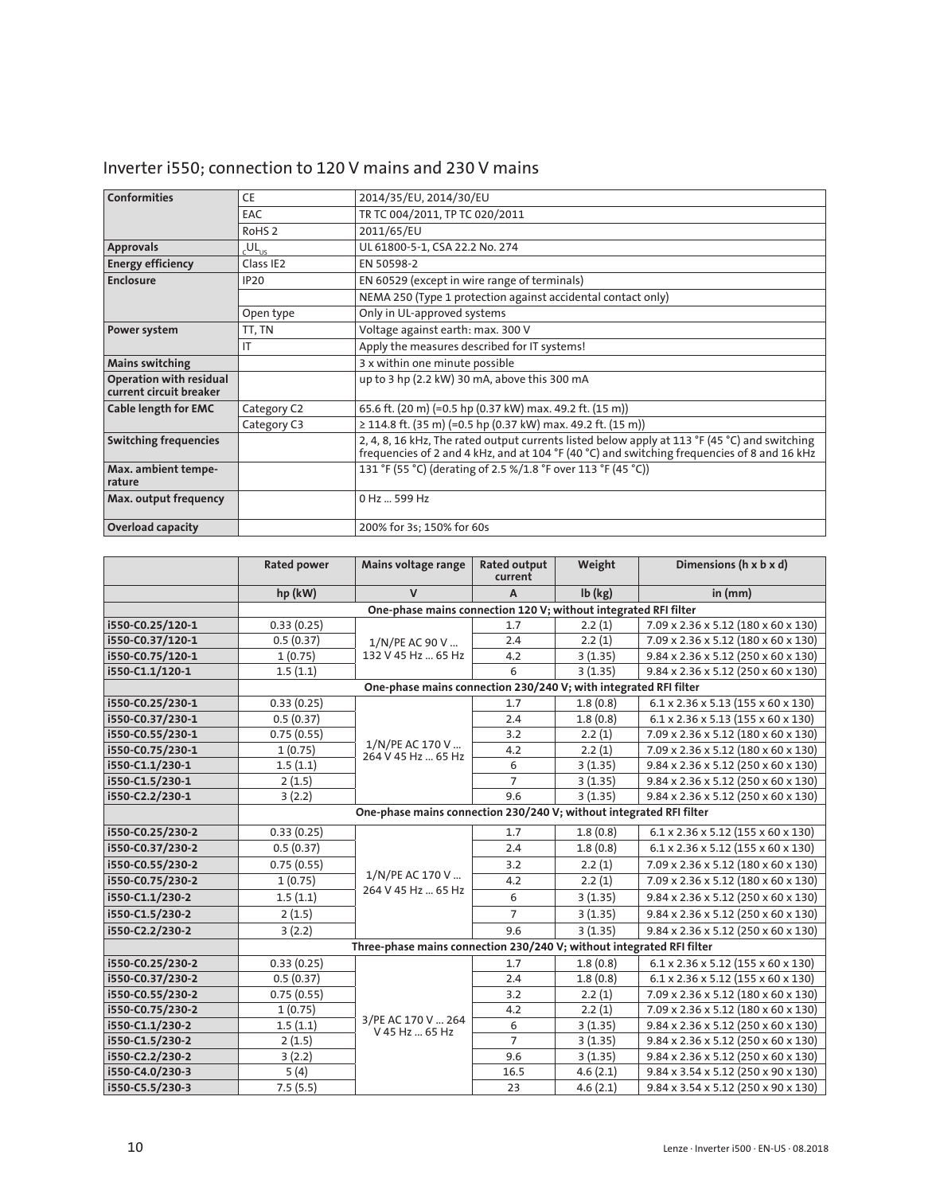## Inverter i550; connection to 120 V mains and 230 V mains

| Conformities | CE | 2014/35/EU, 2014/30/EU |
|---|---|---|
| | EAC | TR TC 004/2011, TP TC 020/2011 |
| | RoHS 2 | 2011/65/EU |
| Approvals | $_{c}UL_{us}$ | UL 61800-5-1, CSA 22.2 No. 274 |
| Energy efficiency | Class IE2 | EN 50598-2 |
| Enclosure | IP20 | EN 60529 (except in wire range of terminals) |
| | | NEMA 250 (Type 1 protection against accidental contact only) |
| | Open type | Only in UL-approved systems |
| Power system | TT, TN | Voltage against earth: max. 300 V |
| | IT | Apply the measures described for IT systems! |
| Mains switching | | 3 x within one minute possible |
| Operation with residual current circuit breaker | | up to 3 hp (2.2 kW) 30 mA, above this 300 mA |
| Cable length for EMC | Category C2 | 65.6 ft. (20 m) (=0.5 hp (0.37 kW) max. 49.2 ft. (15 m)) |
| | Category C3 | ≥ 114.8 ft. (35 m) (=0.5 hp (0.37 kW) max. 49.2 ft. (15 m)) |
| Switching frequencies | | 2, 4, 8, 16 kHz, The rated output currents listed below apply at 113 °F (45 °C) and switching frequencies of 2 and 4 kHz, and at 104 °F (40 °C) and switching frequencies of 8 and 16 kHz |
| Max. ambient temperature | | 131 °F (55 °C) (derating of 2.5 %/1.8 °F over 113 °F (45 °C)) |
| Max. output frequency | | 0 Hz ... 599 Hz |
| Overload capacity | | 200% for 3s; 150% for 60s |

| | Rated power | Mains voltage range | Rated output current | Weight | Dimensions (h x b x d) |
|---|---|---|---|---|---|
| | hp (kW) | V | A | lb (kg) | in (mm) |
| | One-phase mains connection 120 V; without integrated RFI filter | | | | |
| i550-C0.25/120-1 | 0.33 (0.25) | 1/N/PE AC 90 V ... 132 V 45 Hz ... 65 Hz | 1.7 | 2.2 (1) | 7.09 x 2.36 x 5.12 (180 x 60 x 130) |
| i550-C0.37/120-1 | 0.5 (0.37) | | 2.4 | 2.2 (1) | 7.09 x 2.36 x 5.12 (180 x 60 x 130) |
| i550-C0.75/120-1 | 1 (0.75) | | 4.2 | 3 (1.35) | 9.84 x 2.36 x 5.12 (250 x 60 x 130) |
| i550-C1.1/120-1 | 1.5 (1.1) | | 6 | 3 (1.35) | 9.84 x 2.36 x 5.12 (250 x 60 x 130) |
| | One-phase mains connection 230/240 V; with integrated RFI filter | | | | |
| i550-C0.25/230-1 | 0.33 (0.25) | 1/N/PE AC 170 V ... 264 V 45 Hz ... 65 Hz | 1.7 | 1.8 (0.8) | 6.1 x 2.36 x 5.13 (155 x 60 x 130) |
| i550-C0.37/230-1 | 0.5 (0.37) | | 2.4 | 1.8 (0.8) | 6.1 x 2.36 x 5.13 (155 x 60 x 130) |
| i550-C0.55/230-1 | 0.75 (0.55) | | 3.2 | 2.2 (1) | 7.09 x 2.36 x 5.12 (180 x 60 x 130) |
| i550-C0.75/230-1 | 1 (0.75) | | 4.2 | 2.2 (1) | 7.09 x 2.36 x 5.12 (180 x 60 x 130) |
| i550-C1.1/230-1 | 1.5 (1.1) | | 6 | 3 (1.35) | 9.84 x 2.36 x 5.12 (250 x 60 x 130) |
| i550-C1.5/230-1 | 2 (1.5) | | 7 | 3 (1.35) | 9.84 x 2.36 x 5.12 (250 x 60 x 130) |
| i550-C2.2/230-1 | 3 (2.2) | | 9.6 | 3 (1.35) | 9.84 x 2.36 x 5.12 (250 x 60 x 130) |
| | One-phase mains connection 230/240 V; without integrated RFI filter | | | | |
| i550-C0.25/230-2 | 0.33 (0.25) | 1/N/PE AC 170 V ... 264 V 45 Hz ... 65 Hz | 1.7 | 1.8 (0.8) | 6.1 x 2.36 x 5.12 (155 x 60 x 130) |
| i550-C0.37/230-2 | 0.5 (0.37) | | 2.4 | 1.8 (0.8) | 6.1 x 2.36 x 5.12 (155 x 60 x 130) |
| i550-C0.55/230-2 | 0.75 (0.55) | | 3.2 | 2.2 (1) | 7.09 x 2.36 x 5.12 (180 x 60 x 130) |
| i550-C0.75/230-2 | 1 (0.75) | | 4.2 | 2.2 (1) | 7.09 x 2.36 x 5.12 (180 x 60 x 130) |
| i550-C1.1/230-2 | 1.5 (1.1) | | 6 | 3 (1.35) | 9.84 x 2.36 x 5.12 (250 x 60 x 130) |
| i550-C1.5/230-2 | 2 (1.5) | | 7 | 3 (1.35) | 9.84 x 2.36 x 5.12 (250 x 60 x 130) |
| i550-C2.2/230-2 | 3 (2.2) | | 9.6 | 3 (1.35) | 9.84 x 2.36 x 5.12 (250 x 60 x 130) |
| | Three-phase mains connection 230/240 V; without integrated RFI filter | | | | |
| i550-C0.25/230-2 | 0.33 (0.25) | 3/PE AC 170 V ... 264 V 45 Hz ... 65 Hz | 1.7 | 1.8 (0.8) | 6.1 x 2.36 x 5.12 (155 x 60 x 130) |
| i550-C0.37/230-2 | 0.5 (0.37) | | 2.4 | 1.8 (0.8) | 6.1 x 2.36 x 5.12 (155 x 60 x 130) |
| i550-C0.55/230-2 | 0.75 (0.55) | | 3.2 | 2.2 (1) | 7.09 x 2.36 x 5.12 (180 x 60 x 130) |
| i550-C0.75/230-2 | 1 (0.75) | | 4.2 | 2.2 (1) | 7.09 x 2.36 x 5.12 (180 x 60 x 130) |
| i550-C1.1/230-2 | 1.5 (1.1) | | 6 | 3 (1.35) | 9.84 x 2.36 x 5.12 (250 x 60 x 130) |
| i550-C1.5/230-2 | 2 (1.5) | | 7 | 3 (1.35) | 9.84 x 2.36 x 5.12 (250 x 60 x 130) |
| i550-C2.2/230-2 | 3 (2.2) | | 9.6 | 3 (1.35) | 9.84 x 2.36 x 5.12 (250 x 60 x 130) |
| i550-C4.0/230-3 | 5 (4) | | 16.5 | 4.6 (2.1) | 9.84 x 3.54 x 5.12 (250 x 90 x 130) |
| i550-C5.5/230-3 | 7.5 (5.5) | | 23 | 4.6 (2.1) | 9.84 x 3.54 x 5.12 (250 x 90 x 130) |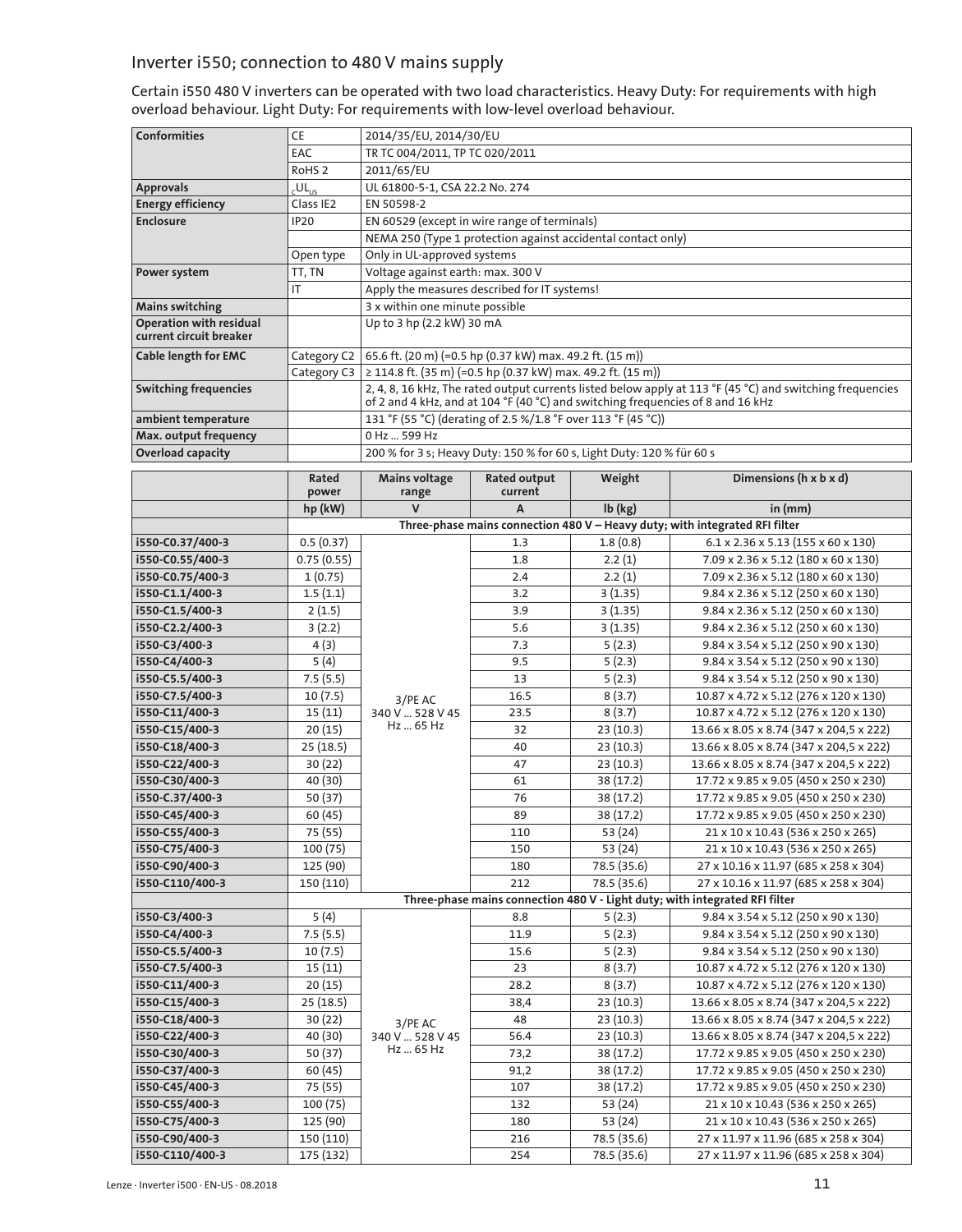## Inverter i550; connection to 480 V mains supply

Certain i550 480 V inverters can be operated with two load characteristics. Heavy Duty: For requirements with high overload behaviour. Light Duty: For requirements with low-level overload behaviour.

| | | |
|---|---|---|
| **Conformities** | CE | 2014/35/EU, 2014/30/EU |
| | EAC | TR TC 004/2011, TP TC 020/2011 |
| | RoHS 2 | 2011/65/EU |
| **Approvals** | $_{c}UL_{us}$ | UL 61800-5-1, CSA 22.2 No. 274 |
| **Energy efficiency** | Class IE2 | EN 50598-2 |
| **Enclosure** | IP20 | EN 60529 (except in wire range of terminals) |
| | | NEMA 250 (Type 1 protection against accidental contact only) |
| | Open type | Only in UL-approved systems |
| **Power system** | TT, TN | Voltage against earth: max. 300 V |
| | IT | Apply the measures described for IT systems! |
| **Mains switching** | | 3 x within one minute possible |
| **Operation with residual current circuit breaker** | | Up to 3 hp (2.2 kW) 30 mA |
| **Cable length for EMC** | Category C2 | 65.6 ft. (20 m) (=0.5 hp (0.37 kW) max. 49.2 ft. (15 m)) |
| | Category C3 | ≥ 114.8 ft. (35 m) (=0.5 hp (0.37 kW) max. 49.2 ft. (15 m)) |
| **Switching frequencies** | | 2, 4, 8, 16 kHz, The rated output currents listed below apply at 113 °F (45 °C) and switching frequencies of 2 and 4 kHz, and at 104 °F (40 °C) and switching frequencies of 8 and 16 kHz |
| **ambient temperature** | | 131 °F (55 °C) (derating of 2.5 %/1.8 °F over 113 °F (45 °C)) |
| **Max. output frequency** | | 0 Hz ... 599 Hz |
| **Overload capacity** | | 200 % for 3 s; Heavy Duty: 150 % for 60 s, Light Duty: 120 % für 60 s |

| | Rated power | Mains voltage range | Rated output current | Weight | Dimensions (h x b x d) |
|---|---|---|---|---|---|
| | hp (kW) | V | A | lb (kg) | in (mm) |
| | **Three-phase mains connection 480 V – Heavy duty; with integrated RFI filter** | | | | |
| i550-C0.37/400-3 | 0.5 (0.37) | 3/PE AC 340 V ... 528 V 45 Hz ... 65 Hz | 1.3 | 1.8 (0.8) | 6.1 x 2.36 x 5.13 (155 x 60 x 130) |
| i550-C0.55/400-3 | 0.75 (0.55) | | 1.8 | 2.2 (1) | 7.09 x 2.36 x 5.12 (180 x 60 x 130) |
| i550-C0.75/400-3 | 1 (0.75) | | 2.4 | 2.2 (1) | 7.09 x 2.36 x 5.12 (180 x 60 x 130) |
| i550-C1.1/400-3 | 1.5 (1.1) | | 3.2 | 3 (1.35) | 9.84 x 2.36 x 5.12 (250 x 60 x 130) |
| i550-C1.5/400-3 | 2 (1.5) | | 3.9 | 3 (1.35) | 9.84 x 2.36 x 5.12 (250 x 60 x 130) |
| i550-C2.2/400-3 | 3 (2.2) | | 5.6 | 3 (1.35) | 9.84 x 2.36 x 5.12 (250 x 60 x 130) |
| i550-C3/400-3 | 4 (3) | | 7.3 | 5 (2.3) | 9.84 x 3.54 x 5.12 (250 x 90 x 130) |
| i550-C4/400-3 | 5 (4) | | 9.5 | 5 (2.3) | 9.84 x 3.54 x 5.12 (250 x 90 x 130) |
| i550-C5.5/400-3 | 7.5 (5.5) | | 13 | 5 (2.3) | 9.84 x 3.54 x 5.12 (250 x 90 x 130) |
| i550-C7.5/400-3 | 10 (7.5) | | 16.5 | 8 (3.7) | 10.87 x 4.72 x 5.12 (276 x 120 x 130) |
| i550-C11/400-3 | 15 (11) | | 23.5 | 8 (3.7) | 10.87 x 4.72 x 5.12 (276 x 120 x 130) |
| i550-C15/400-3 | 20 (15) | | 32 | 23 (10.3) | 13.66 x 8.05 x 8.74 (347 x 204,5 x 222) |
| i550-C18/400-3 | 25 (18.5) | | 40 | 23 (10.3) | 13.66 x 8.05 x 8.74 (347 x 204,5 x 222) |
| i550-C22/400-3 | 30 (22) | | 47 | 23 (10.3) | 13.66 x 8.05 x 8.74 (347 x 204,5 x 222) |
| i550-C30/400-3 | 40 (30) | | 61 | 38 (17.2) | 17.72 x 9.85 x 9.05 (450 x 250 x 230) |
| i550-C.37/400-3 | 50 (37) | | 76 | 38 (17.2) | 17.72 x 9.85 x 9.05 (450 x 250 x 230) |
| i550-C45/400-3 | 60 (45) | | 89 | 38 (17.2) | 17.72 x 9.85 x 9.05 (450 x 250 x 230) |
| i550-C55/400-3 | 75 (55) | | 110 | 53 (24) | 21 x 10 x 10.43 (536 x 250 x 265) |
| i550-C75/400-3 | 100 (75) | | 150 | 53 (24) | 21 x 10 x 10.43 (536 x 250 x 265) |
| i550-C90/400-3 | 125 (90) | | 180 | 78.5 (35.6) | 27 x 10.16 x 11.97 (685 x 258 x 304) |
| i550-C110/400-3 | 150 (110) | | 212 | 78.5 (35.6) | 27 x 10.16 x 11.97 (685 x 258 x 304) |
| | **Three-phase mains connection 480 V - Light duty; with integrated RFI filter** | | | | |
| i550-C3/400-3 | 5 (4) | 3/PE AC 340 V ... 528 V 45 Hz ... 65 Hz | 8.8 | 5 (2.3) | 9.84 x 3.54 x 5.12 (250 x 90 x 130) |
| i550-C4/400-3 | 7.5 (5.5) | | 11.9 | 5 (2.3) | 9.84 x 3.54 x 5.12 (250 x 90 x 130) |
| i550-C5.5/400-3 | 10 (7.5) | | 15.6 | 5 (2.3) | 9.84 x 3.54 x 5.12 (250 x 90 x 130) |
| i550-C7.5/400-3 | 15 (11) | | 23 | 8 (3.7) | 10.87 x 4.72 x 5.12 (276 x 120 x 130) |
| i550-C11/400-3 | 20 (15) | | 28.2 | 8 (3.7) | 10.87 x 4.72 x 5.12 (276 x 120 x 130) |
| i550-C15/400-3 | 25 (18.5) | | 38,4 | 23 (10.3) | 13.66 x 8.05 x 8.74 (347 x 204,5 x 222) |
| i550-C18/400-3 | 30 (22) | | 48 | 23 (10.3) | 13.66 x 8.05 x 8.74 (347 x 204,5 x 222) |
| i550-C22/400-3 | 40 (30) | | 56.4 | 23 (10.3) | 13.66 x 8.05 x 8.74 (347 x 204,5 x 222) |
| i550-C30/400-3 | 50 (37) | | 73,2 | 38 (17.2) | 17.72 x 9.85 x 9.05 (450 x 250 x 230) |
| i550-C37/400-3 | 60 (45) | | 91,2 | 38 (17.2) | 17.72 x 9.85 x 9.05 (450 x 250 x 230) |
| i550-C45/400-3 | 75 (55) | | 107 | 38 (17.2) | 17.72 x 9.85 x 9.05 (450 x 250 x 230) |
| i550-C55/400-3 | 100 (75) | | 132 | 53 (24) | 21 x 10 x 10.43 (536 x 250 x 265) |
| i550-C75/400-3 | 125 (90) | | 180 | 53 (24) | 21 x 10 x 10.43 (536 x 250 x 265) |
| i550-C90/400-3 | 150 (110) | | 216 | 78.5 (35.6) | 27 x 11.97 x 11.96 (685 x 258 x 304) |
| i550-C110/400-3 | 175 (132) | | 254 | 78.5 (35.6) | 27 x 11.97 x 11.96 (685 x 258 x 304) |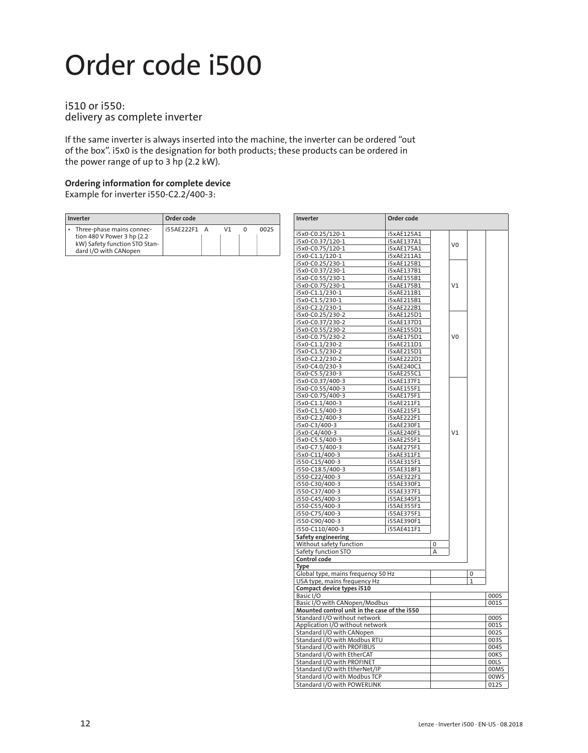# Order code i500

## i510 or i550:
delivery as complete inverter

If the same inverter is always inserted into the machine, the inverter can be ordered "out of the box". i5x0 is the designation for both products; these products can be ordered in the power range of up to 3 hp (2.2 kW).

**Ordering information for complete device**
Example for inverter i550-C2.2/400-3:

| Inverter | Order code | | | | |
|---|---|---|---|---|---|
| • Three-phase mains connection 480 V Power 3 hp (2.2 kW) Safety function STO Standard I/O with CANopen | i55AE222F1 | A | V1 | 0 | 002S |

| Inverter | Order code | | | | |
|---|---|---|---|---|---|
| i5x0-C0.25/120-1 | i5xAE125A1 | | V0 | | |
| i5x0-C0.37/120-1 | i5xAE137A1 | | V0 | | |
| i5x0-C0.75/120-1 | i5xAE175A1 | | V0 | | |
| i5x0-C1.1/120-1 | i5xAE211A1 | | V0 | | |
| i5x0-C0.25/230-1 | i5xAE125B1 | | V1 | | |
| i5x0-C0.37/230-1 | i5xAE137B1 | | V1 | | |
| i5x0-C0.55/230-1 | i5xAE155B1 | | V1 | | |
| i5x0-C0.75/230-1 | i5xAE175B1 | | V1 | | |
| i5x0-C1.1/230-1 | i5xAE211B1 | | V1 | | |
| i5x0-C1.5/230-1 | i5xAE215B1 | | V1 | | |
| i5x0-C2.2/230-1 | i5xAE222B1 | | V1 | | |
| i5x0-C0.25/230-2 | i5xAE125D1 | | V0 | | |
| i5x0-C0.37/230-2 | i5xAE137D1 | | V0 | | |
| i5x0-C0.55/230-2 | i5xAE155D1 | | V0 | | |
| i5x0-C0.75/230-2 | i5xAE175D1 | | V0 | | |
| i5x0-C1.1/230-2 | i5xAE211D1 | | V0 | | |
| i5x0-C1.5/230-2 | i5xAE215D1 | | V0 | | |
| i5x0-C2.2/230-2 | i5xAE222D1 | | V0 | | |
| i5x0-C4.0/230-3 | i5xAE240C1 | | V0 | | |
| i5x0-C5.5/230-3 | i5xAE255C1 | | V0 | | |
| i5x0-C0.37/400-3 | i5xAE137F1 | | V1 | | |
| i5x0-C0.55/400-3 | i5xAE155F1 | | V1 | | |
| i5x0-C0.75/400-3 | i5xAE175F1 | | V1 | | |
| i5x0-C1.1/400-3 | i5xAE211F1 | | V1 | | |
| i5x0-C1.5/400-3 | i5xAE215F1 | | V1 | | |
| i5x0-C2.2/400-3 | i5xAE222F1 | | V1 | | |
| i5x0-C3/400-3 | i5xAE230F1 | | V1 | | |
| i5x0-C4/400-3 | i5xAE240F1 | | V1 | | |
| i5x0-C5.5/400-3 | i5xAE255F1 | | V1 | | |
| i5x0-C7.5/400-3 | i5xAE275F1 | | V1 | | |
| i5x0-C11/400-3 | i5xAE311F1 | | V1 | | |
| i550-C15/400-3 | i55AE315F1 | | V1 | | |
| i550-C18.5/400-3 | i55AE318F1 | | V1 | | |
| i550-C22/400-3 | i55AE322F1 | | V1 | | |
| i550-C30/400-3 | i55AE330F1 | | V1 | | |
| i550-C37/400-3 | i55AE337F1 | | V1 | | |
| i550-C45/400-3 | i55AE345F1 | | V1 | | |
| i550-C55/400-3 | i55AE355F1 | | V1 | | |
| i550-C75/400-3 | i55AE375F1 | | V1 | | |
| i550-C90/400-3 | i55AE390F1 | | V1 | | |
| i550-C110/400-3 | i55AE411F1 | | V1 | | |
| **Safety engineering** | | | | | |
| Without safety function | | 0 | | | |
| Safety function STO | | A | | | |
| **Control code** | | | | | |
| **Type** | | | | | |
| Global type, mains frequency 50 Hz | | | | 0 | |
| USA type, mains frequency Hz | | | | 1 | |
| **Compact device types i510** | | | | | |
| Basic I/O | | | | | 000S |
| Basic I/O with CANopen/Modbus | | | | | 001S |
| **Mounted control unit in the case of the i550** | | | | | |
| Standard I/O without network | | | | | 000S |
| Application I/O without network | | | | | 001S |
| Standard I/O with CANopen | | | | | 002S |
| Standard I/O with Modbus RTU | | | | | 003S |
| Standard I/O with PROFIBUS | | | | | 004S |
| Standard I/O with EtherCAT | | | | | 00KS |
| Standard I/O with PROFINET | | | | | 00LS |
| Standard I/O with EtherNet/IP | | | | | 00MS |
| Standard I/O with Modbus TCP | | | | | 00WS |
| Standard I/O with POWERLINK | | | | | 012S |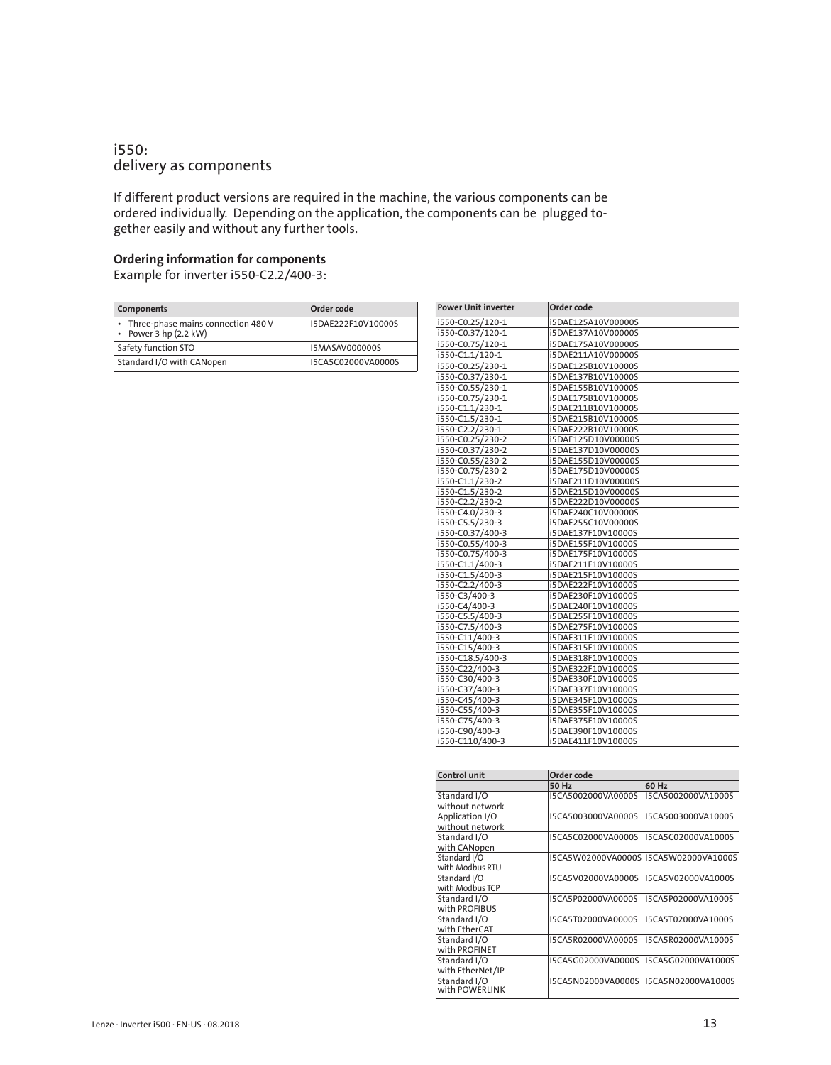# i550:
delivery as components

If different product versions are required in the machine, the various components can be ordered individually. Depending on the application, the components can be plugged together easily and without any further tools.

**Ordering information for components**

Example for inverter i550-C2.2/400-3:

| Components | Order code |
|---|---|
| • Three-phase mains connection 480 V<br>• Power 3 hp (2.2 kW) | I5DAE222F10V10000S |
| Safety function STO | I5MASAV000000S |
| Standard I/O with CANopen | I5CA5C02000VA0000S |

| Power Unit inverter | Order code |
|---|---|
| i550-C0.25/120-1 | i5DAE125A10V00000S |
| i550-C0.37/120-1 | i5DAE137A10V00000S |
| i550-C0.75/120-1 | i5DAE175A10V00000S |
| i550-C1.1/120-1 | i5DAE211A10V00000S |
| i550-C0.25/230-1 | i5DAE125B10V10000S |
| i550-C0.37/230-1 | i5DAE137B10V10000S |
| i550-C0.55/230-1 | i5DAE155B10V10000S |
| i550-C0.75/230-1 | i5DAE175B10V10000S |
| i550-C1.1/230-1 | i5DAE211B10V10000S |
| i550-C1.5/230-1 | i5DAE215B10V10000S |
| i550-C2.2/230-1 | i5DAE222B10V10000S |
| i550-C0.25/230-2 | i5DAE125D10V00000S |
| i550-C0.37/230-2 | i5DAE137D10V00000S |
| i550-C0.55/230-2 | i5DAE155D10V00000S |
| i550-C0.75/230-2 | i5DAE175D10V00000S |
| i550-C1.1/230-2 | i5DAE211D10V00000S |
| i550-C1.5/230-2 | i5DAE215D10V00000S |
| i550-C2.2/230-2 | i5DAE222D10V00000S |
| i550-C4.0/230-3 | i5DAE240C10V00000S |
| i550-C5.5/230-3 | i5DAE255C10V00000S |
| i550-C0.37/400-3 | i5DAE137F10V10000S |
| i550-C0.55/400-3 | i5DAE155F10V10000S |
| i550-C0.75/400-3 | i5DAE175F10V10000S |
| i550-C1.1/400-3 | i5DAE211F10V10000S |
| i550-C1.5/400-3 | i5DAE215F10V10000S |
| i550-C2.2/400-3 | i5DAE222F10V10000S |
| i550-C3/400-3 | i5DAE230F10V10000S |
| i550-C4/400-3 | i5DAE240F10V10000S |
| i550-C5.5/400-3 | i5DAE255F10V10000S |
| i550-C7.5/400-3 | i5DAE275F10V10000S |
| i550-C11/400-3 | i5DAE311F10V10000S |
| i550-C15/400-3 | i5DAE315F10V10000S |
| i550-C18.5/400-3 | i5DAE318F10V10000S |
| i550-C22/400-3 | i5DAE322F10V10000S |
| i550-C30/400-3 | i5DAE330F10V10000S |
| i550-C37/400-3 | i5DAE337F10V10000S |
| i550-C45/400-3 | i5DAE345F10V10000S |
| i550-C55/400-3 | i5DAE355F10V10000S |
| i550-C75/400-3 | i5DAE375F10V10000S |
| i550-C90/400-3 | i5DAE390F10V10000S |
| i550-C110/400-3 | i5DAE411F10V10000S |

| Control unit | Order code | |
|---|---|---|
| | 50 Hz | 60 Hz |
| Standard I/O without network | I5CA5002000VA0000S | I5CA5002000VA1000S |
| Application I/O without network | I5CA5003000VA0000S | I5CA5003000VA1000S |
| Standard I/O with CANopen | I5CA5C02000VA0000S | I5CA5C02000VA1000S |
| Standard I/O with Modbus RTU | I5CA5W02000VA0000S | I5CA5W02000VA1000S |
| Standard I/O with Modbus TCP | I5CA5V02000VA0000S | I5CA5V02000VA1000S |
| Standard I/O with PROFIBUS | I5CA5P02000VA0000S | I5CA5P02000VA1000S |
| Standard I/O with EtherCAT | I5CA5T02000VA0000S | I5CA5T02000VA1000S |
| Standard I/O with PROFINET | I5CA5R02000VA0000S | I5CA5R02000VA1000S |
| Standard I/O with EtherNet/IP | I5CA5G02000VA0000S | I5CA5G02000VA1000S |
| Standard I/O with POWERLINK | I5CA5N02000VA0000S | I5CA5N02000VA1000S |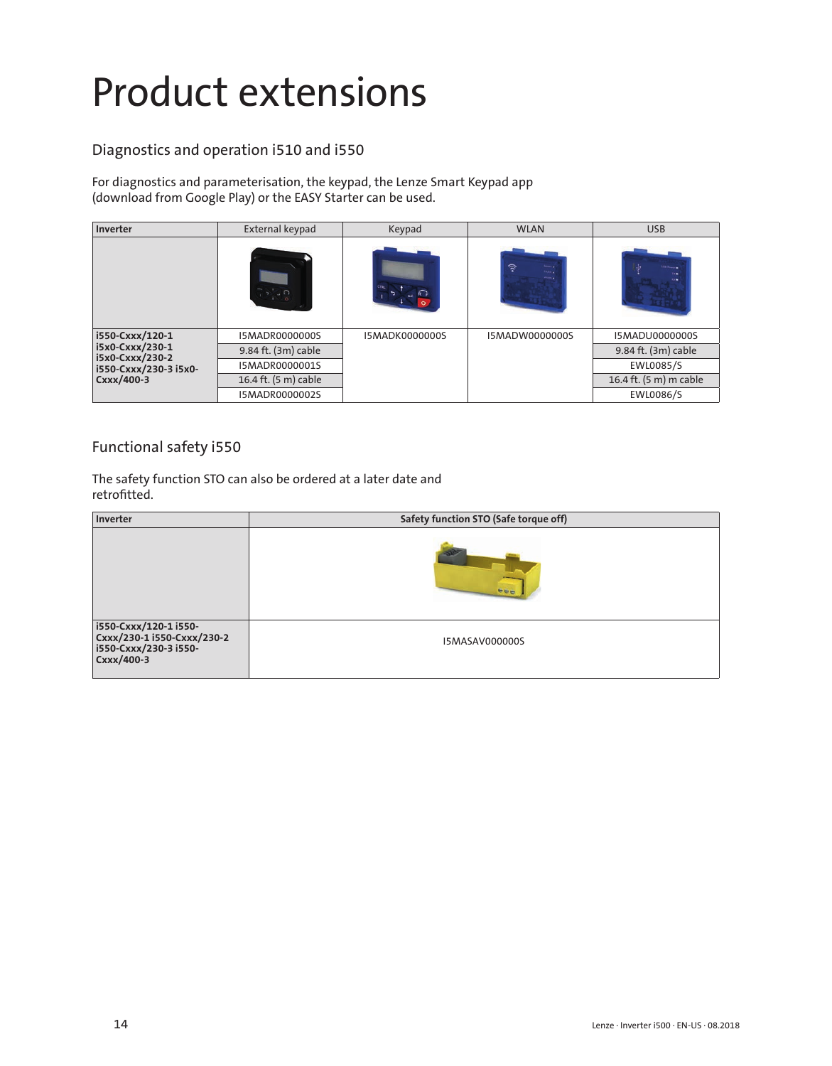# Product extensions

## Diagnostics and operation i510 and i550

For diagnostics and parameterisation, the keypad, the Lenze Smart Keypad app (download from Google Play) or the EASY Starter can be used.

| Inverter | External keypad | Keypad | WLAN | USB |
|---|---|---|---|---|
| | | | | |
| **i550-Cxxx/120-1 i5x0-Cxxx/230-1 i5x0-Cxxx/230-2 i550-Cxxx/230-3 i5x0-Cxxx/400-3** | I5MADR0000000S | I5MADK0000000S | I5MADW0000000S | I5MADU0000000S |
| | 9.84 ft. (3m) cable | | | 9.84 ft. (3m) cable |
| | I5MADR0000001S | | | EWL0085/S |
| | 16.4 ft. (5 m) cable | | | 16.4 ft. (5 m) m cable |
| | I5MADR0000002S | | | EWL0086/S |

## Functional safety i550

The safety function STO can also be ordered at a later date and retrofitted.

| Inverter | Safety function STO (Safe torque off) |
|---|---|
| | |
| **i550-Cxxx/120-1 i550-Cxxx/230-1 i550-Cxxx/230-2 i550-Cxxx/230-3 i550-Cxxx/400-3** | I5MASAV000000S |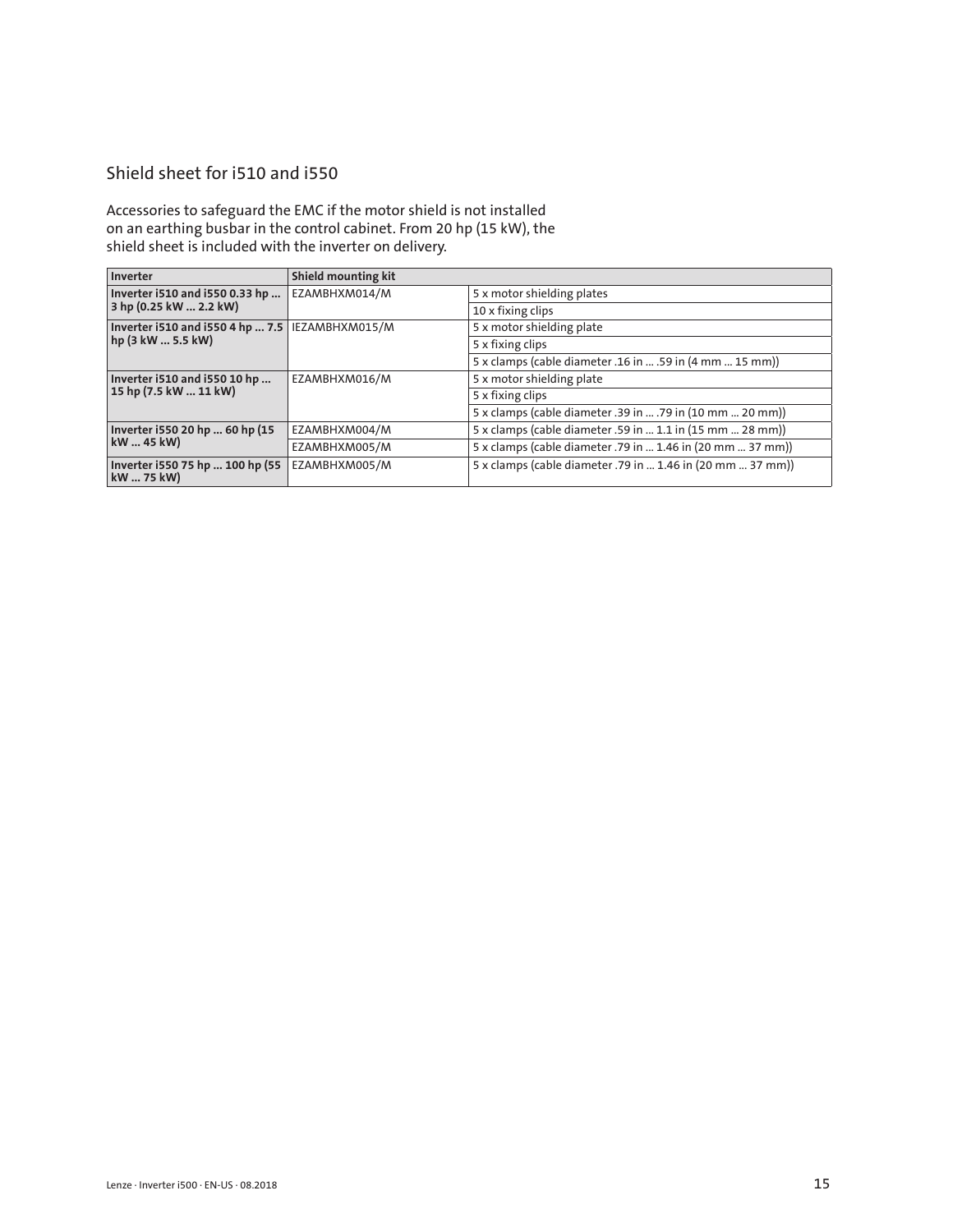## Shield sheet for i510 and i550

Accessories to safeguard the EMC if the motor shield is not installed on an earthing busbar in the control cabinet. From 20 hp (15 kW), the shield sheet is included with the inverter on delivery.

| Inverter | Shield mounting kit | |
|---|---|---|
| **Inverter i510 and i550 0.33 hp ... 3 hp (0.25 kW ... 2.2 kW)** | EZAMBHXM014/M | 5 x motor shielding plates |
| | | 10 x fixing clips |
| **Inverter i510 and i550 4 hp ... 7.5 hp (3 kW ... 5.5 kW)** | IEZAMBHXM015/M | 5 x motor shielding plate |
| | | 5 x fixing clips |
| | | 5 x clamps (cable diameter .16 in ... .59 in (4 mm ... 15 mm)) |
| **Inverter i510 and i550 10 hp ... 15 hp (7.5 kW ... 11 kW)** | EZAMBHXM016/M | 5 x motor shielding plate |
| | | 5 x fixing clips |
| | | 5 x clamps (cable diameter .39 in ... .79 in (10 mm ... 20 mm)) |
| **Inverter i550 20 hp ... 60 hp (15 kW ... 45 kW)** | EZAMBHXM004/M | 5 x clamps (cable diameter .59 in ... 1.1 in (15 mm ... 28 mm)) |
| | EZAMBHXM005/M | 5 x clamps (cable diameter .79 in ... 1.46 in (20 mm ... 37 mm)) |
| **Inverter i550 75 hp ... 100 hp (55 kW ... 75 kW)** | EZAMBHXM005/M | 5 x clamps (cable diameter .79 in ... 1.46 in (20 mm ... 37 mm)) |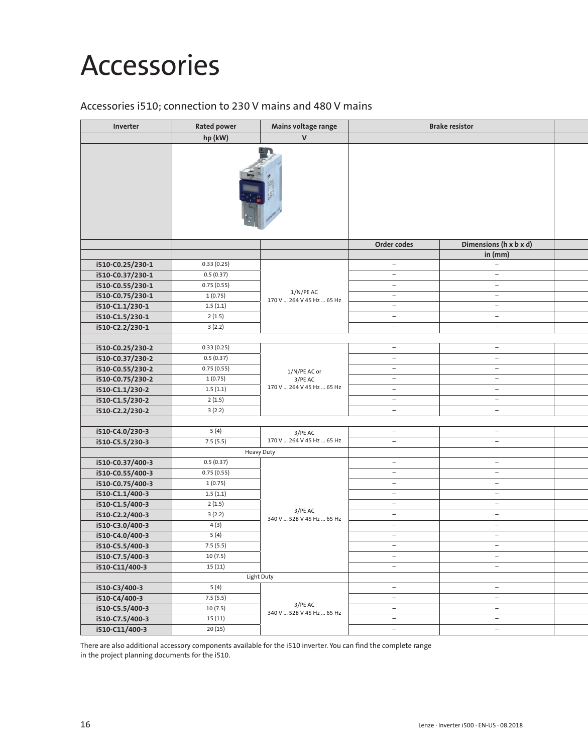# Accessories

## Accessories i510; connection to 230 V mains and 480 V mains

| Inverter | Rated power | Mains voltage range | Brake resistor | |
|---|---|---|---|---|
| | hp (kW) | V | | |
| | | | Order codes | Dimensions (h x b x d) |
| | | | | in (mm) |
| i510-C0.25/230-1 | 0.33 (0.25) | 1/N/PE AC 170 V … 264 V 45 Hz … 65 Hz | – | – |
| i510-C0.37/230-1 | 0.5 (0.37) | | – | – |
| i510-C0.55/230-1 | 0.75 (0.55) | | – | – |
| i510-C0.75/230-1 | 1 (0.75) | | – | – |
| i510-C1.1/230-1 | 1.5 (1.1) | | – | – |
| i510-C1.5/230-1 | 2 (1.5) | | – | – |
| i510-C2.2/230-1 | 3 (2.2) | | – | – |
| | | | | |
| i510-C0.25/230-2 | 0.33 (0.25) | 1/N/PE AC or 3/PE AC 170 V … 264 V 45 Hz … 65 Hz | – | – |
| i510-C0.37/230-2 | 0.5 (0.37) | | – | – |
| i510-C0.55/230-2 | 0.75 (0.55) | | – | – |
| i510-C0.75/230-2 | 1 (0.75) | | – | – |
| i510-C1.1/230-2 | 1.5 (1.1) | | – | – |
| i510-C1.5/230-2 | 2 (1.5) | | – | – |
| i510-C2.2/230-2 | 3 (2.2) | | – | – |
| | | | | |
| i510-C4.0/230-3 | 5 (4) | 3/PE AC 170 V … 264 V 45 Hz … 65 Hz | – | – |
| i510-C5.5/230-3 | 7.5 (5.5) | | – | – |
| | Heavy Duty | | | |
| i510-C0.37/400-3 | 0.5 (0.37) | 3/PE AC 340 V … 528 V 45 Hz … 65 Hz | – | – |
| i510-C0.55/400-3 | 0.75 (0.55) | | – | – |
| i510-C0.75/400-3 | 1 (0.75) | | – | – |
| i510-C1.1/400-3 | 1.5 (1.1) | | – | – |
| i510-C1.5/400-3 | 2 (1.5) | | – | – |
| i510-C2.2/400-3 | 3 (2.2) | | – | – |
| i510-C3.0/400-3 | 4 (3) | | – | – |
| i510-C4.0/400-3 | 5 (4) | | – | – |
| i510-C5.5/400-3 | 7.5 (5.5) | | – | – |
| i510-C7.5/400-3 | 10 (7.5) | | – | – |
| i510-C11/400-3 | 15 (11) | | – | – |
| | Light Duty | | | |
| i510-C3/400-3 | 5 (4) | 3/PE AC 340 V … 528 V 45 Hz … 65 Hz | – | – |
| i510-C4/400-3 | 7.5 (5.5) | | – | – |
| i510-C5.5/400-3 | 10 (7.5) | | – | – |
| i510-C7.5/400-3 | 15 (11) | | – | – |
| i510-C11/400-3 | 20 (15) | | – | – |

There are also additional accessory components available for the i510 inverter. You can find the complete range in the project planning documents for the i510.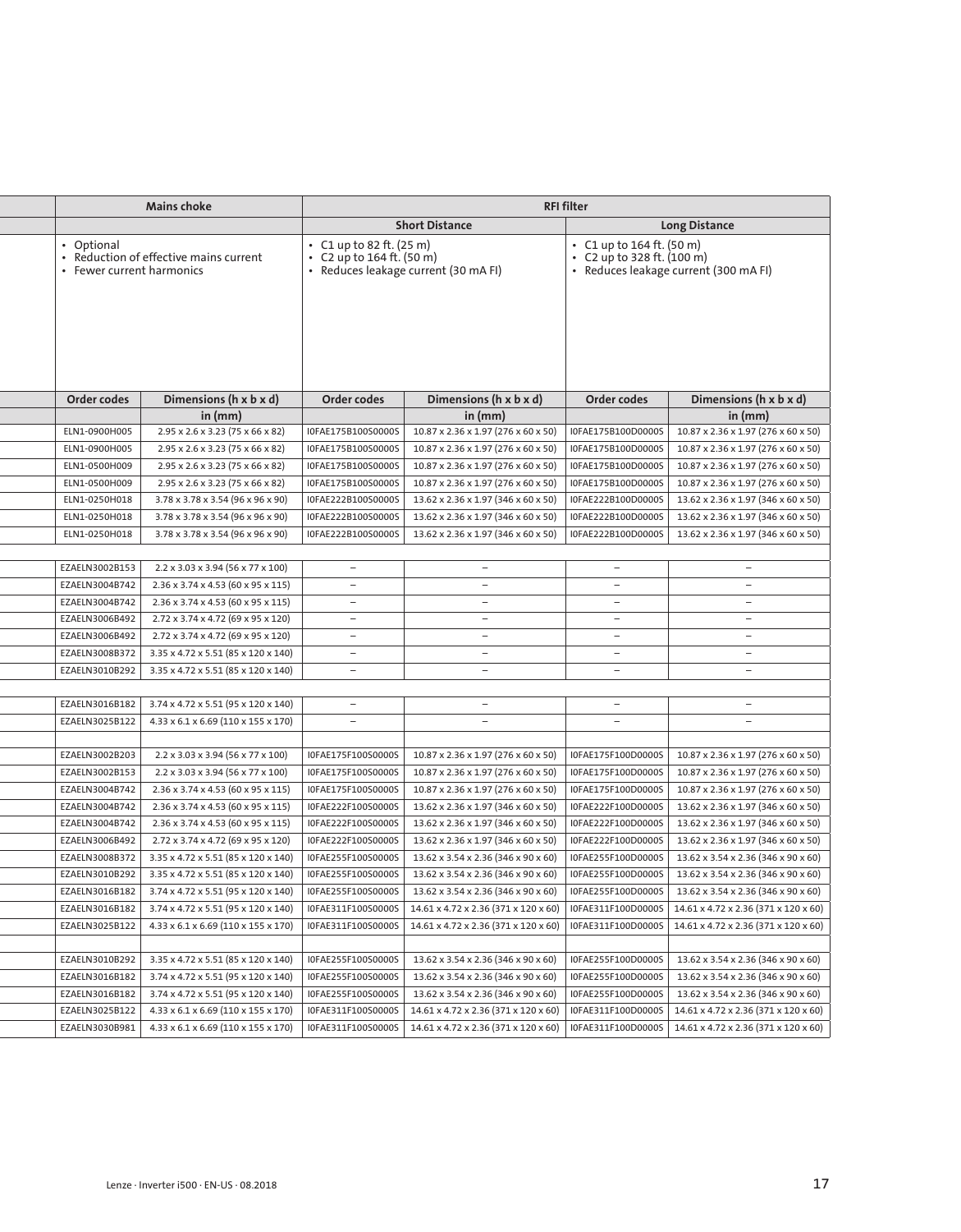| Mains choke | | RFI filter | | | |
|---|---|---|---|---|---|
| | | Short Distance | | Long Distance | |
| • Optional<br>• Reduction of effective mains current<br>• Fewer current harmonics | | • C1 up to 82 ft. (25 m)<br>• C2 up to 164 ft. (50 m)<br>• Reduces leakage current (30 mA FI) | | • C1 up to 164 ft. (50 m)<br>• C2 up to 328 ft. (100 m)<br>• Reduces leakage current (300 mA FI) | |
| Order codes | Dimensions (h x b x d) in (mm) | Order codes | Dimensions (h x b x d) in (mm) | Order codes | Dimensions (h x b x d) in (mm) |
| ELN1-0900H005 | 2.95 x 2.6 x 3.23 (75 x 66 x 82) | I0FAE175B100S0000S | 10.87 x 2.36 x 1.97 (276 x 60 x 50) | I0FAE175B100D0000S | 10.87 x 2.36 x 1.97 (276 x 60 x 50) |
| ELN1-0900H005 | 2.95 x 2.6 x 3.23 (75 x 66 x 82) | I0FAE175B100S0000S | 10.87 x 2.36 x 1.97 (276 x 60 x 50) | I0FAE175B100D0000S | 10.87 x 2.36 x 1.97 (276 x 60 x 50) |
| ELN1-0500H009 | 2.95 x 2.6 x 3.23 (75 x 66 x 82) | I0FAE175B100S0000S | 10.87 x 2.36 x 1.97 (276 x 60 x 50) | I0FAE175B100D0000S | 10.87 x 2.36 x 1.97 (276 x 60 x 50) |
| ELN1-0500H009 | 2.95 x 2.6 x 3.23 (75 x 66 x 82) | I0FAE175B100S0000S | 10.87 x 2.36 x 1.97 (276 x 60 x 50) | I0FAE175B100D0000S | 10.87 x 2.36 x 1.97 (276 x 60 x 50) |
| ELN1-0250H018 | 3.78 x 3.78 x 3.54 (96 x 96 x 90) | I0FAE222B100S0000S | 13.62 x 2.36 x 1.97 (346 x 60 x 50) | I0FAE222B100D0000S | 13.62 x 2.36 x 1.97 (346 x 60 x 50) |
| ELN1-0250H018 | 3.78 x 3.78 x 3.54 (96 x 96 x 90) | I0FAE222B100S0000S | 13.62 x 2.36 x 1.97 (346 x 60 x 50) | I0FAE222B100D0000S | 13.62 x 2.36 x 1.97 (346 x 60 x 50) |
| ELN1-0250H018 | 3.78 x 3.78 x 3.54 (96 x 96 x 90) | I0FAE222B100S0000S | 13.62 x 2.36 x 1.97 (346 x 60 x 50) | I0FAE222B100D0000S | 13.62 x 2.36 x 1.97 (346 x 60 x 50) |
| | | | | | |
| EZAELN3002B153 | 2.2 x 3.03 x 3.94 (56 x 77 x 100) | – | – | – | – |
| EZAELN3004B742 | 2.36 x 3.74 x 4.53 (60 x 95 x 115) | – | – | – | – |
| EZAELN3004B742 | 2.36 x 3.74 x 4.53 (60 x 95 x 115) | – | – | – | – |
| EZAELN3006B492 | 2.72 x 3.74 x 4.72 (69 x 95 x 120) | – | – | – | – |
| EZAELN3006B492 | 2.72 x 3.74 x 4.72 (69 x 95 x 120) | – | – | – | – |
| EZAELN3008B372 | 3.35 x 4.72 x 5.51 (85 x 120 x 140) | – | – | – | – |
| EZAELN3010B292 | 3.35 x 4.72 x 5.51 (85 x 120 x 140) | – | – | – | – |
| | | | | | |
| EZAELN3016B182 | 3.74 x 4.72 x 5.51 (95 x 120 x 140) | – | – | – | – |
| EZAELN3025B122 | 4.33 x 6.1 x 6.69 (110 x 155 x 170) | – | – | – | – |
| | | | | | |
| EZAELN3002B203 | 2.2 x 3.03 x 3.94 (56 x 77 x 100) | I0FAE175F100S0000S | 10.87 x 2.36 x 1.97 (276 x 60 x 50) | I0FAE175F100D0000S | 10.87 x 2.36 x 1.97 (276 x 60 x 50) |
| EZAELN3002B153 | 2.2 x 3.03 x 3.94 (56 x 77 x 100) | I0FAE175F100S0000S | 10.87 x 2.36 x 1.97 (276 x 60 x 50) | I0FAE175F100D0000S | 10.87 x 2.36 x 1.97 (276 x 60 x 50) |
| EZAELN3004B742 | 2.36 x 3.74 x 4.53 (60 x 95 x 115) | I0FAE175F100S0000S | 10.87 x 2.36 x 1.97 (276 x 60 x 50) | I0FAE175F100D0000S | 10.87 x 2.36 x 1.97 (276 x 60 x 50) |
| EZAELN3004B742 | 2.36 x 3.74 x 4.53 (60 x 95 x 115) | I0FAE222F100S0000S | 13.62 x 2.36 x 1.97 (346 x 60 x 50) | I0FAE222F100D0000S | 13.62 x 2.36 x 1.97 (346 x 60 x 50) |
| EZAELN3004B742 | 2.36 x 3.74 x 4.53 (60 x 95 x 115) | I0FAE222F100S0000S | 13.62 x 2.36 x 1.97 (346 x 60 x 50) | I0FAE222F100D0000S | 13.62 x 2.36 x 1.97 (346 x 60 x 50) |
| EZAELN3006B492 | 2.72 x 3.74 x 4.72 (69 x 95 x 120) | I0FAE222F100S0000S | 13.62 x 2.36 x 1.97 (346 x 60 x 50) | I0FAE222F100D0000S | 13.62 x 2.36 x 1.97 (346 x 60 x 50) |
| EZAELN3008B372 | 3.35 x 4.72 x 5.51 (85 x 120 x 140) | I0FAE255F100S0000S | 13.62 x 3.54 x 2.36 (346 x 90 x 60) | I0FAE255F100D0000S | 13.62 x 3.54 x 2.36 (346 x 90 x 60) |
| EZAELN3010B292 | 3.35 x 4.72 x 5.51 (85 x 120 x 140) | I0FAE255F100S0000S | 13.62 x 3.54 x 2.36 (346 x 90 x 60) | I0FAE255F100D0000S | 13.62 x 3.54 x 2.36 (346 x 90 x 60) |
| EZAELN3016B182 | 3.74 x 4.72 x 5.51 (95 x 120 x 140) | I0FAE255F100S0000S | 13.62 x 3.54 x 2.36 (346 x 90 x 60) | I0FAE255F100D0000S | 13.62 x 3.54 x 2.36 (346 x 90 x 60) |
| EZAELN3016B182 | 3.74 x 4.72 x 5.51 (95 x 120 x 140) | I0FAE311F100S0000S | 14.61 x 4.72 x 2.36 (371 x 120 x 60) | I0FAE311F100D0000S | 14.61 x 4.72 x 2.36 (371 x 120 x 60) |
| EZAELN3025B122 | 4.33 x 6.1 x 6.69 (110 x 155 x 170) | I0FAE311F100S0000S | 14.61 x 4.72 x 2.36 (371 x 120 x 60) | I0FAE311F100D0000S | 14.61 x 4.72 x 2.36 (371 x 120 x 60) |
| | | | | | |
| EZAELN3010B292 | 3.35 x 4.72 x 5.51 (85 x 120 x 140) | I0FAE255F100S0000S | 13.62 x 3.54 x 2.36 (346 x 90 x 60) | I0FAE255F100D0000S | 13.62 x 3.54 x 2.36 (346 x 90 x 60) |
| EZAELN3016B182 | 3.74 x 4.72 x 5.51 (95 x 120 x 140) | I0FAE255F100S0000S | 13.62 x 3.54 x 2.36 (346 x 90 x 60) | I0FAE255F100D0000S | 13.62 x 3.54 x 2.36 (346 x 90 x 60) |
| EZAELN3016B182 | 3.74 x 4.72 x 5.51 (95 x 120 x 140) | I0FAE255F100S0000S | 13.62 x 3.54 x 2.36 (346 x 90 x 60) | I0FAE255F100D0000S | 13.62 x 3.54 x 2.36 (346 x 90 x 60) |
| EZAELN3025B122 | 4.33 x 6.1 x 6.69 (110 x 155 x 170) | I0FAE311F100S0000S | 14.61 x 4.72 x 2.36 (371 x 120 x 60) | I0FAE311F100D0000S | 14.61 x 4.72 x 2.36 (371 x 120 x 60) |
| EZAELN3030B981 | 4.33 x 6.1 x 6.69 (110 x 155 x 170) | I0FAE311F100S0000S | 14.61 x 4.72 x 2.36 (371 x 120 x 60) | I0FAE311F100D0000S | 14.61 x 4.72 x 2.36 (371 x 120 x 60) |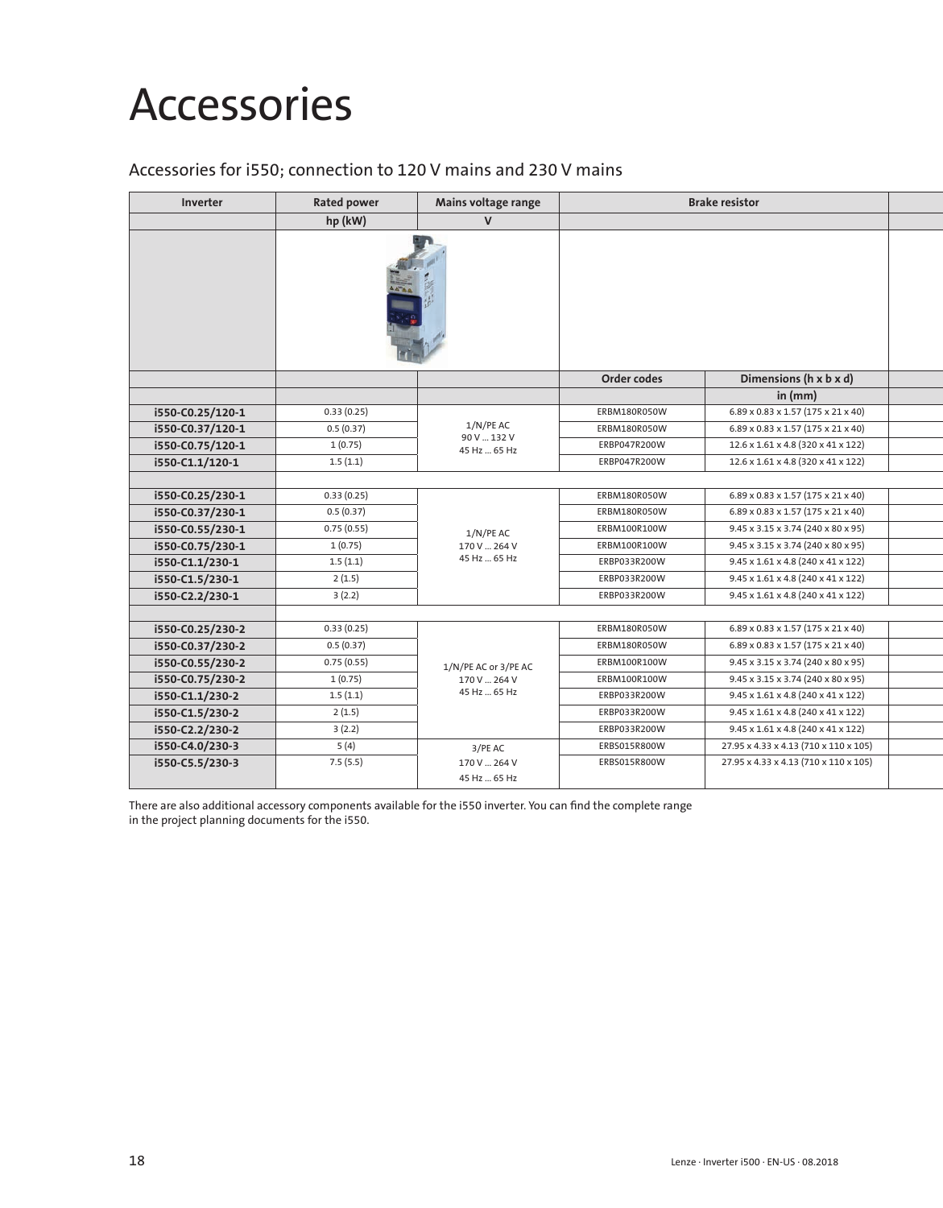# Accessories

## Accessories for i550; connection to 120 V mains and 230 V mains

| Inverter | Rated power | Mains voltage range | Brake resistor | |
|---|---|---|---|---|
| | hp (kW) | V | | |
| | | | Order codes | Dimensions (h x b x d) |
| | | | | in (mm) |
| i550-C0.25/120-1 | 0.33 (0.25) | 1/N/PE AC 90 V ... 132 V 45 Hz ... 65 Hz | ERBM180R050W | 6.89 x 0.83 x 1.57 (175 x 21 x 40) |
| i550-C0.37/120-1 | 0.5 (0.37) | | ERBM180R050W | 6.89 x 0.83 x 1.57 (175 x 21 x 40) |
| i550-C0.75/120-1 | 1 (0.75) | | ERBP047R200W | 12.6 x 1.61 x 4.8 (320 x 41 x 122) |
| i550-C1.1/120-1 | 1.5 (1.1) | | ERBP047R200W | 12.6 x 1.61 x 4.8 (320 x 41 x 122) |
| | | | | |
| i550-C0.25/230-1 | 0.33 (0.25) | 1/N/PE AC 170 V ... 264 V 45 Hz ... 65 Hz | ERBM180R050W | 6.89 x 0.83 x 1.57 (175 x 21 x 40) |
| i550-C0.37/230-1 | 0.5 (0.37) | | ERBM180R050W | 6.89 x 0.83 x 1.57 (175 x 21 x 40) |
| i550-C0.55/230-1 | 0.75 (0.55) | | ERBM100R100W | 9.45 x 3.15 x 3.74 (240 x 80 x 95) |
| i550-C0.75/230-1 | 1 (0.75) | | ERBM100R100W | 9.45 x 3.15 x 3.74 (240 x 80 x 95) |
| i550-C1.1/230-1 | 1.5 (1.1) | | ERBP033R200W | 9.45 x 1.61 x 4.8 (240 x 41 x 122) |
| i550-C1.5/230-1 | 2 (1.5) | | ERBP033R200W | 9.45 x 1.61 x 4.8 (240 x 41 x 122) |
| i550-C2.2/230-1 | 3 (2.2) | | ERBP033R200W | 9.45 x 1.61 x 4.8 (240 x 41 x 122) |
| | | | | |
| i550-C0.25/230-2 | 0.33 (0.25) | 1/N/PE AC or 3/PE AC 170 V ... 264 V 45 Hz ... 65 Hz | ERBM180R050W | 6.89 x 0.83 x 1.57 (175 x 21 x 40) |
| i550-C0.37/230-2 | 0.5 (0.37) | | ERBM180R050W | 6.89 x 0.83 x 1.57 (175 x 21 x 40) |
| i550-C0.55/230-2 | 0.75 (0.55) | | ERBM100R100W | 9.45 x 3.15 x 3.74 (240 x 80 x 95) |
| i550-C0.75/230-2 | 1 (0.75) | | ERBM100R100W | 9.45 x 3.15 x 3.74 (240 x 80 x 95) |
| i550-C1.1/230-2 | 1.5 (1.1) | | ERBP033R200W | 9.45 x 1.61 x 4.8 (240 x 41 x 122) |
| i550-C1.5/230-2 | 2 (1.5) | | ERBP033R200W | 9.45 x 1.61 x 4.8 (240 x 41 x 122) |
| i550-C2.2/230-2 | 3 (2.2) | | ERBP033R200W | 9.45 x 1.61 x 4.8 (240 x 41 x 122) |
| i550-C4.0/230-3 | 5 (4) | 3/PE AC 170 V ... 264 V 45 Hz ... 65 Hz | ERBS015R800W | 27.95 x 4.33 x 4.13 (710 x 110 x 105) |
| i550-C5.5/230-3 | 7.5 (5.5) | | ERBS015R800W | 27.95 x 4.33 x 4.13 (710 x 110 x 105) |

There are also additional accessory components available for the i550 inverter. You can find the complete range in the project planning documents for the i550.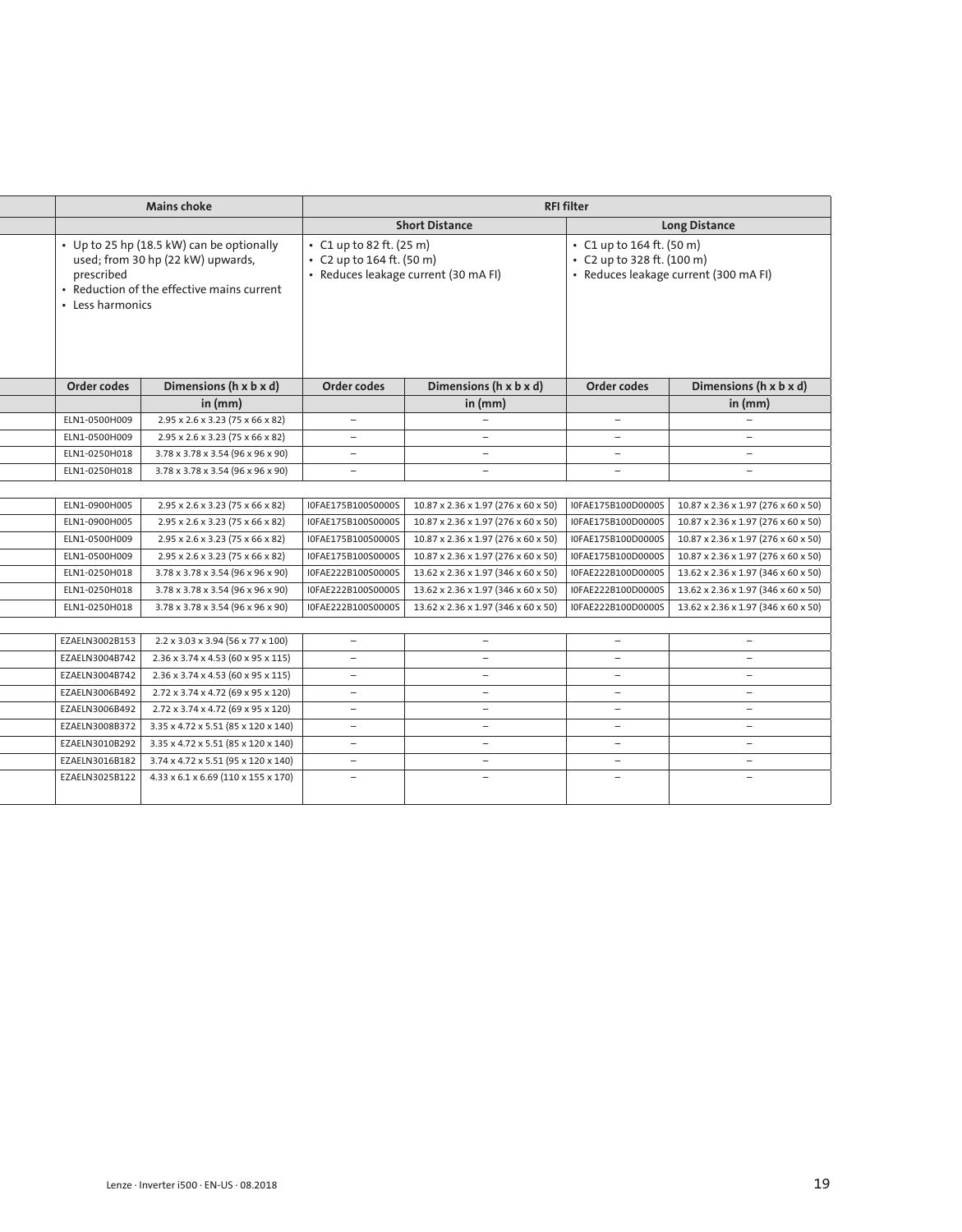| | Mains choke | | RFI filter | | | |
|---|---|---|---|---|---|---|
| | | | Short Distance | | Long Distance | |
| | • Up to 25 hp (18.5 kW) can be optionally used; from 30 hp (22 kW) upwards, prescribed<br>• Reduction of the effective mains current<br>• Less harmonics | | • C1 up to 82 ft. (25 m)<br>• C2 up to 164 ft. (50 m)<br>• Reduces leakage current (30 mA FI) | | • C1 up to 164 ft. (50 m)<br>• C2 up to 328 ft. (100 m)<br>• Reduces leakage current (300 mA FI) | |
| | Order codes | Dimensions (h x b x d) | Order codes | Dimensions (h x b x d) | Order codes | Dimensions (h x b x d) |
| | | in (mm) | | in (mm) | | in (mm) |
| | ELN1-0500H009 | 2.95 x 2.6 x 3.23 (75 x 66 x 82) | – | – | – | – |
| | ELN1-0500H009 | 2.95 x 2.6 x 3.23 (75 x 66 x 82) | – | – | – | – |
| | ELN1-0250H018 | 3.78 x 3.78 x 3.54 (96 x 96 x 90) | – | – | – | – |
| | ELN1-0250H018 | 3.78 x 3.78 x 3.54 (96 x 96 x 90) | – | – | – | – |
| | | | | | | |
| | ELN1-0900H005 | 2.95 x 2.6 x 3.23 (75 x 66 x 82) | I0FAE175B100S0000S | 10.87 x 2.36 x 1.97 (276 x 60 x 50) | I0FAE175B100D0000S | 10.87 x 2.36 x 1.97 (276 x 60 x 50) |
| | ELN1-0900H005 | 2.95 x 2.6 x 3.23 (75 x 66 x 82) | I0FAE175B100S0000S | 10.87 x 2.36 x 1.97 (276 x 60 x 50) | I0FAE175B100D0000S | 10.87 x 2.36 x 1.97 (276 x 60 x 50) |
| | ELN1-0500H009 | 2.95 x 2.6 x 3.23 (75 x 66 x 82) | I0FAE175B100S0000S | 10.87 x 2.36 x 1.97 (276 x 60 x 50) | I0FAE175B100D0000S | 10.87 x 2.36 x 1.97 (276 x 60 x 50) |
| | ELN1-0500H009 | 2.95 x 2.6 x 3.23 (75 x 66 x 82) | I0FAE175B100S0000S | 10.87 x 2.36 x 1.97 (276 x 60 x 50) | I0FAE175B100D0000S | 10.87 x 2.36 x 1.97 (276 x 60 x 50) |
| | ELN1-0250H018 | 3.78 x 3.78 x 3.54 (96 x 96 x 90) | I0FAE222B100S0000S | 13.62 x 2.36 x 1.97 (346 x 60 x 50) | I0FAE222B100D0000S | 13.62 x 2.36 x 1.97 (346 x 60 x 50) |
| | ELN1-0250H018 | 3.78 x 3.78 x 3.54 (96 x 96 x 90) | I0FAE222B100S0000S | 13.62 x 2.36 x 1.97 (346 x 60 x 50) | I0FAE222B100D0000S | 13.62 x 2.36 x 1.97 (346 x 60 x 50) |
| | ELN1-0250H018 | 3.78 x 3.78 x 3.54 (96 x 96 x 90) | I0FAE222B100S0000S | 13.62 x 2.36 x 1.97 (346 x 60 x 50) | I0FAE222B100D0000S | 13.62 x 2.36 x 1.97 (346 x 60 x 50) |
| | | | | | | |
| | EZAELN3002B153 | 2.2 x 3.03 x 3.94 (56 x 77 x 100) | – | – | – | – |
| | EZAELN3004B742 | 2.36 x 3.74 x 4.53 (60 x 95 x 115) | – | – | – | – |
| | EZAELN3004B742 | 2.36 x 3.74 x 4.53 (60 x 95 x 115) | – | – | – | – |
| | EZAELN3006B492 | 2.72 x 3.74 x 4.72 (69 x 95 x 120) | – | – | – | – |
| | EZAELN3006B492 | 2.72 x 3.74 x 4.72 (69 x 95 x 120) | – | – | – | – |
| | EZAELN3008B372 | 3.35 x 4.72 x 5.51 (85 x 120 x 140) | – | – | – | – |
| | EZAELN3010B292 | 3.35 x 4.72 x 5.51 (85 x 120 x 140) | – | – | – | – |
| | EZAELN3016B182 | 3.74 x 4.72 x 5.51 (95 x 120 x 140) | – | – | – | – |
| | EZAELN3025B122 | 4.33 x 6.1 x 6.69 (110 x 155 x 170) | – | – | – | – |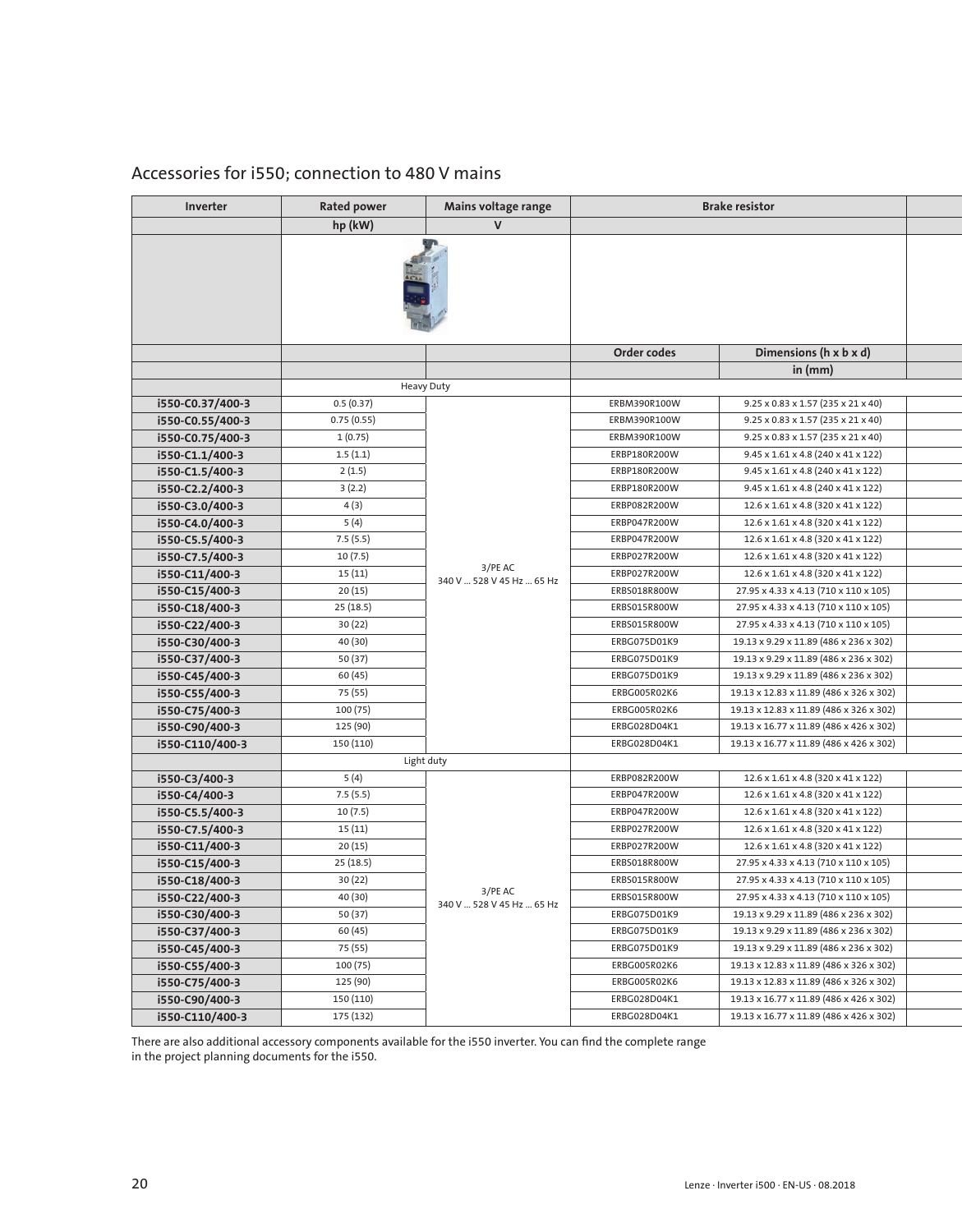## Accessories for i550; connection to 480 V mains

| Inverter | Rated power | Mains voltage range | Brake resistor | |
|---|---|---|---|---|
| | hp (kW) | V | | |
| | | | Order codes | Dimensions (h x b x d) |
| | | | | in (mm) |
| | Heavy Duty | | | |
| i550-C0.37/400-3 | 0.5 (0.37) | 3/PE AC 340 V ... 528 V 45 Hz ... 65 Hz | ERBM390R100W | 9.25 x 0.83 x 1.57 (235 x 21 x 40) |
| i550-C0.55/400-3 | 0.75 (0.55) | | ERBM390R100W | 9.25 x 0.83 x 1.57 (235 x 21 x 40) |
| i550-C0.75/400-3 | 1 (0.75) | | ERBM390R100W | 9.25 x 0.83 x 1.57 (235 x 21 x 40) |
| i550-C1.1/400-3 | 1.5 (1.1) | | ERBP180R200W | 9.45 x 1.61 x 4.8 (240 x 41 x 122) |
| i550-C1.5/400-3 | 2 (1.5) | | ERBP180R200W | 9.45 x 1.61 x 4.8 (240 x 41 x 122) |
| i550-C2.2/400-3 | 3 (2.2) | | ERBP180R200W | 9.45 x 1.61 x 4.8 (240 x 41 x 122) |
| i550-C3.0/400-3 | 4 (3) | | ERBP082R200W | 12.6 x 1.61 x 4.8 (320 x 41 x 122) |
| i550-C4.0/400-3 | 5 (4) | | ERBP047R200W | 12.6 x 1.61 x 4.8 (320 x 41 x 122) |
| i550-C5.5/400-3 | 7.5 (5.5) | | ERBP047R200W | 12.6 x 1.61 x 4.8 (320 x 41 x 122) |
| i550-C7.5/400-3 | 10 (7.5) | | ERBP027R200W | 12.6 x 1.61 x 4.8 (320 x 41 x 122) |
| i550-C11/400-3 | 15 (11) | | ERBP027R200W | 12.6 x 1.61 x 4.8 (320 x 41 x 122) |
| i550-C15/400-3 | 20 (15) | | ERBS018R800W | 27.95 x 4.33 x 4.13 (710 x 110 x 105) |
| i550-C18/400-3 | 25 (18.5) | | ERBS015R800W | 27.95 x 4.33 x 4.13 (710 x 110 x 105) |
| i550-C22/400-3 | 30 (22) | | ERBS015R800W | 27.95 x 4.33 x 4.13 (710 x 110 x 105) |
| i550-C30/400-3 | 40 (30) | | ERBG075D01K9 | 19.13 x 9.29 x 11.89 (486 x 236 x 302) |
| i550-C37/400-3 | 50 (37) | | ERBG075D01K9 | 19.13 x 9.29 x 11.89 (486 x 236 x 302) |
| i550-C45/400-3 | 60 (45) | | ERBG075D01K9 | 19.13 x 9.29 x 11.89 (486 x 236 x 302) |
| i550-C55/400-3 | 75 (55) | | ERBG005R02K6 | 19.13 x 12.83 x 11.89 (486 x 326 x 302) |
| i550-C75/400-3 | 100 (75) | | ERBG005R02K6 | 19.13 x 12.83 x 11.89 (486 x 326 x 302) |
| i550-C90/400-3 | 125 (90) | | ERBG028D04K1 | 19.13 x 16.77 x 11.89 (486 x 426 x 302) |
| i550-C110/400-3 | 150 (110) | | ERBG028D04K1 | 19.13 x 16.77 x 11.89 (486 x 426 x 302) |
| | Light duty | | | |
| i550-C3/400-3 | 5 (4) | 3/PE AC 340 V ... 528 V 45 Hz ... 65 Hz | ERBP082R200W | 12.6 x 1.61 x 4.8 (320 x 41 x 122) |
| i550-C4/400-3 | 7.5 (5.5) | | ERBP047R200W | 12.6 x 1.61 x 4.8 (320 x 41 x 122) |
| i550-C5.5/400-3 | 10 (7.5) | | ERBP047R200W | 12.6 x 1.61 x 4.8 (320 x 41 x 122) |
| i550-C7.5/400-3 | 15 (11) | | ERBP027R200W | 12.6 x 1.61 x 4.8 (320 x 41 x 122) |
| i550-C11/400-3 | 20 (15) | | ERBP027R200W | 12.6 x 1.61 x 4.8 (320 x 41 x 122) |
| i550-C15/400-3 | 25 (18.5) | | ERBS018R800W | 27.95 x 4.33 x 4.13 (710 x 110 x 105) |
| i550-C18/400-3 | 30 (22) | | ERBS015R800W | 27.95 x 4.33 x 4.13 (710 x 110 x 105) |
| i550-C22/400-3 | 40 (30) | | ERBS015R800W | 27.95 x 4.33 x 4.13 (710 x 110 x 105) |
| i550-C30/400-3 | 50 (37) | | ERBG075D01K9 | 19.13 x 9.29 x 11.89 (486 x 236 x 302) |
| i550-C37/400-3 | 60 (45) | | ERBG075D01K9 | 19.13 x 9.29 x 11.89 (486 x 236 x 302) |
| i550-C45/400-3 | 75 (55) | | ERBG075D01K9 | 19.13 x 9.29 x 11.89 (486 x 236 x 302) |
| i550-C55/400-3 | 100 (75) | | ERBG005R02K6 | 19.13 x 12.83 x 11.89 (486 x 326 x 302) |
| i550-C75/400-3 | 125 (90) | | ERBG005R02K6 | 19.13 x 12.83 x 11.89 (486 x 326 x 302) |
| i550-C90/400-3 | 150 (110) | | ERBG028D04K1 | 19.13 x 16.77 x 11.89 (486 x 426 x 302) |
| i550-C110/400-3 | 175 (132) | | ERBG028D04K1 | 19.13 x 16.77 x 11.89 (486 x 426 x 302) |

There are also additional accessory components available for the i550 inverter. You can find the complete range in the project planning documents for the i550.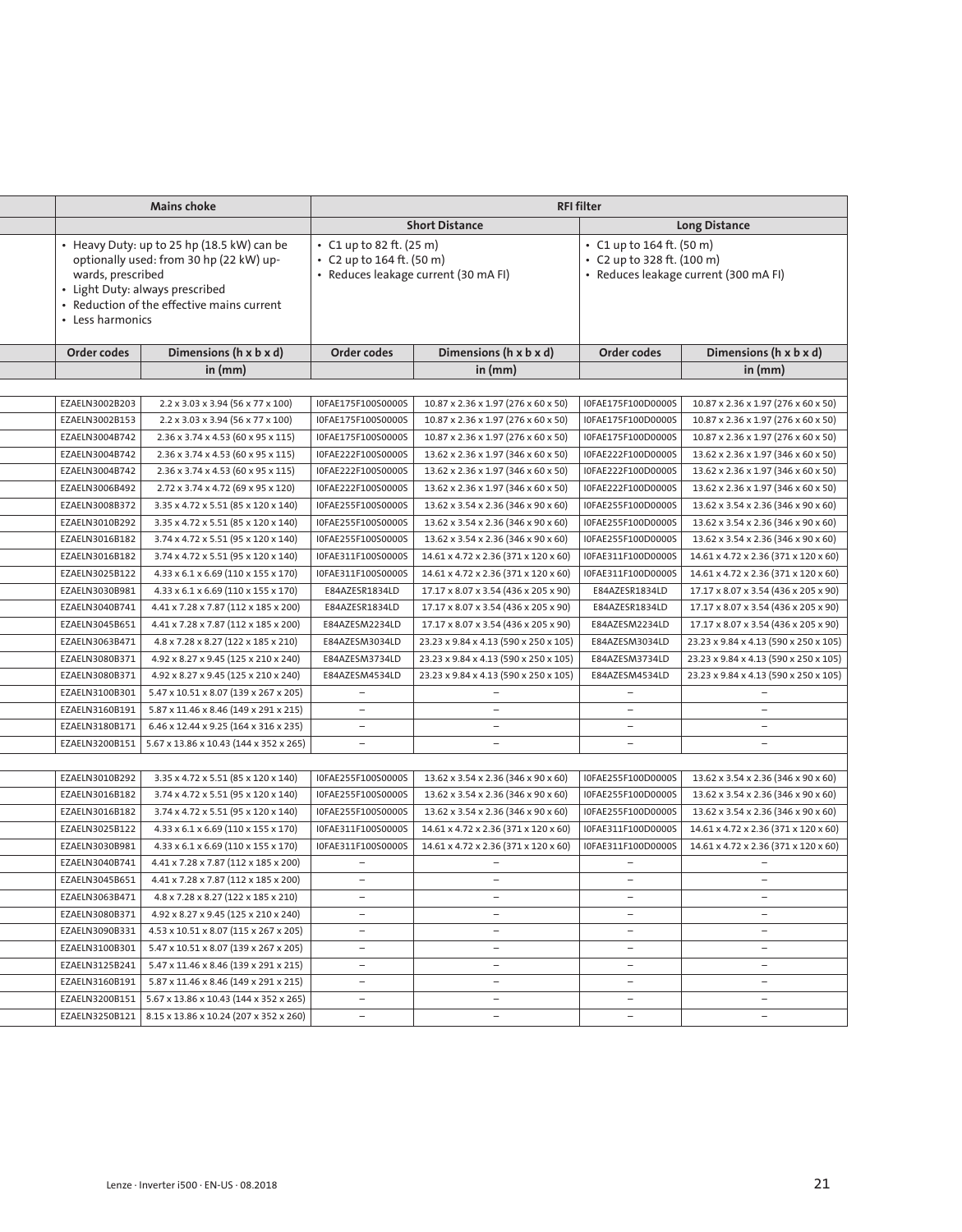| Mains choke | | RFI filter | | | |
|---|---|---|---|---|---|
| | | Short Distance | | Long Distance | |
| • Heavy Duty: up to 25 hp (18.5 kW) can be optionally used: from 30 hp (22 kW) upwards, prescribed<br>• Light Duty: always prescribed<br>• Reduction of the effective mains current<br>• Less harmonics | | • C1 up to 82 ft. (25 m)<br>• C2 up to 164 ft. (50 m)<br>• Reduces leakage current (30 mA FI) | | • C1 up to 164 ft. (50 m)<br>• C2 up to 328 ft. (100 m)<br>• Reduces leakage current (300 mA FI) | |
| **Order codes** | **Dimensions (h x b x d)** | **Order codes** | **Dimensions (h x b x d)** | **Order codes** | **Dimensions (h x b x d)** |
| | **in (mm)** | | **in (mm)** | | **in (mm)** |
| | | | | | |
| EZAELN3002B203 | 2.2 x 3.03 x 3.94 (56 x 77 x 100) | I0FAE175F100S0000S | 10.87 x 2.36 x 1.97 (276 x 60 x 50) | I0FAE175F100D0000S | 10.87 x 2.36 x 1.97 (276 x 60 x 50) |
| EZAELN3002B153 | 2.2 x 3.03 x 3.94 (56 x 77 x 100) | I0FAE175F100S0000S | 10.87 x 2.36 x 1.97 (276 x 60 x 50) | I0FAE175F100D0000S | 10.87 x 2.36 x 1.97 (276 x 60 x 50) |
| EZAELN3004B742 | 2.36 x 3.74 x 4.53 (60 x 95 x 115) | I0FAE175F100S0000S | 10.87 x 2.36 x 1.97 (276 x 60 x 50) | I0FAE175F100D0000S | 10.87 x 2.36 x 1.97 (276 x 60 x 50) |
| EZAELN3004B742 | 2.36 x 3.74 x 4.53 (60 x 95 x 115) | I0FAE222F100S0000S | 13.62 x 2.36 x 1.97 (346 x 60 x 50) | I0FAE222F100D0000S | 13.62 x 2.36 x 1.97 (346 x 60 x 50) |
| EZAELN3004B742 | 2.36 x 3.74 x 4.53 (60 x 95 x 115) | I0FAE222F100S0000S | 13.62 x 2.36 x 1.97 (346 x 60 x 50) | I0FAE222F100D0000S | 13.62 x 2.36 x 1.97 (346 x 60 x 50) |
| EZAELN3006B492 | 2.72 x 3.74 x 4.72 (69 x 95 x 120) | I0FAE222F100S0000S | 13.62 x 2.36 x 1.97 (346 x 60 x 50) | I0FAE222F100D0000S | 13.62 x 2.36 x 1.97 (346 x 60 x 50) |
| EZAELN3008B372 | 3.35 x 4.72 x 5.51 (85 x 120 x 140) | I0FAE255F100S0000S | 13.62 x 3.54 x 2.36 (346 x 90 x 60) | I0FAE255F100D0000S | 13.62 x 3.54 x 2.36 (346 x 90 x 60) |
| EZAELN3010B292 | 3.35 x 4.72 x 5.51 (85 x 120 x 140) | I0FAE255F100S0000S | 13.62 x 3.54 x 2.36 (346 x 90 x 60) | I0FAE255F100D0000S | 13.62 x 3.54 x 2.36 (346 x 90 x 60) |
| EZAELN3016B182 | 3.74 x 4.72 x 5.51 (95 x 120 x 140) | I0FAE255F100S0000S | 13.62 x 3.54 x 2.36 (346 x 90 x 60) | I0FAE255F100D0000S | 13.62 x 3.54 x 2.36 (346 x 90 x 60) |
| EZAELN3016B182 | 3.74 x 4.72 x 5.51 (95 x 120 x 140) | I0FAE311F100S0000S | 14.61 x 4.72 x 2.36 (371 x 120 x 60) | I0FAE311F100D0000S | 14.61 x 4.72 x 2.36 (371 x 120 x 60) |
| EZAELN3025B122 | 4.33 x 6.1 x 6.69 (110 x 155 x 170) | I0FAE311F100S0000S | 14.61 x 4.72 x 2.36 (371 x 120 x 60) | I0FAE311F100D0000S | 14.61 x 4.72 x 2.36 (371 x 120 x 60) |
| EZAELN3030B981 | 4.33 x 6.1 x 6.69 (110 x 155 x 170) | E84AZESR1834LD | 17.17 x 8.07 x 3.54 (436 x 205 x 90) | E84AZESR1834LD | 17.17 x 8.07 x 3.54 (436 x 205 x 90) |
| EZAELN3040B741 | 4.41 x 7.28 x 7.87 (112 x 185 x 200) | E84AZESR1834LD | 17.17 x 8.07 x 3.54 (436 x 205 x 90) | E84AZESR1834LD | 17.17 x 8.07 x 3.54 (436 x 205 x 90) |
| EZAELN3045B651 | 4.41 x 7.28 x 7.87 (112 x 185 x 200) | E84AZESM2234LD | 17.17 x 8.07 x 3.54 (436 x 205 x 90) | E84AZESM2234LD | 17.17 x 8.07 x 3.54 (436 x 205 x 90) |
| EZAELN3063B471 | 4.8 x 7.28 x 8.27 (122 x 185 x 210) | E84AZESM3034LD | 23.23 x 9.84 x 4.13 (590 x 250 x 105) | E84AZESM3034LD | 23.23 x 9.84 x 4.13 (590 x 250 x 105) |
| EZAELN3080B371 | 4.92 x 8.27 x 9.45 (125 x 210 x 240) | E84AZESM3734LD | 23.23 x 9.84 x 4.13 (590 x 250 x 105) | E84AZESM3734LD | 23.23 x 9.84 x 4.13 (590 x 250 x 105) |
| EZAELN3080B371 | 4.92 x 8.27 x 9.45 (125 x 210 x 240) | E84AZESM4534LD | 23.23 x 9.84 x 4.13 (590 x 250 x 105) | E84AZESM4534LD | 23.23 x 9.84 x 4.13 (590 x 250 x 105) |
| EZAELN3100B301 | 5.47 x 10.51 x 8.07 (139 x 267 x 205) | – | – | – | – |
| EZAELN3160B191 | 5.87 x 11.46 x 8.46 (149 x 291 x 215) | – | – | – | – |
| EZAELN3180B171 | 6.46 x 12.44 x 9.25 (164 x 316 x 235) | – | – | – | – |
| EZAELN3200B151 | 5.67 x 13.86 x 10.43 (144 x 352 x 265) | – | – | – | – |
| | | | | | |
| EZAELN3010B292 | 3.35 x 4.72 x 5.51 (85 x 120 x 140) | I0FAE255F100S0000S | 13.62 x 3.54 x 2.36 (346 x 90 x 60) | I0FAE255F100D0000S | 13.62 x 3.54 x 2.36 (346 x 90 x 60) |
| EZAELN3016B182 | 3.74 x 4.72 x 5.51 (95 x 120 x 140) | I0FAE255F100S0000S | 13.62 x 3.54 x 2.36 (346 x 90 x 60) | I0FAE255F100D0000S | 13.62 x 3.54 x 2.36 (346 x 90 x 60) |
| EZAELN3016B182 | 3.74 x 4.72 x 5.51 (95 x 120 x 140) | I0FAE255F100S0000S | 13.62 x 3.54 x 2.36 (346 x 90 x 60) | I0FAE255F100D0000S | 13.62 x 3.54 x 2.36 (346 x 90 x 60) |
| EZAELN3025B122 | 4.33 x 6.1 x 6.69 (110 x 155 x 170) | I0FAE311F100S0000S | 14.61 x 4.72 x 2.36 (371 x 120 x 60) | I0FAE311F100D0000S | 14.61 x 4.72 x 2.36 (371 x 120 x 60) |
| EZAELN3030B981 | 4.33 x 6.1 x 6.69 (110 x 155 x 170) | I0FAE311F100S0000S | 14.61 x 4.72 x 2.36 (371 x 120 x 60) | I0FAE311F100D0000S | 14.61 x 4.72 x 2.36 (371 x 120 x 60) |
| EZAELN3040B741 | 4.41 x 7.28 x 7.87 (112 x 185 x 200) | – | – | – | – |
| EZAELN3045B651 | 4.41 x 7.28 x 7.87 (112 x 185 x 200) | – | – | – | – |
| EZAELN3063B471 | 4.8 x 7.28 x 8.27 (122 x 185 x 210) | – | – | – | – |
| EZAELN3080B371 | 4.92 x 8.27 x 9.45 (125 x 210 x 240) | – | – | – | – |
| EZAELN3090B331 | 4.53 x 10.51 x 8.07 (115 x 267 x 205) | – | – | – | – |
| EZAELN3100B301 | 5.47 x 10.51 x 8.07 (139 x 267 x 205) | – | – | – | – |
| EZAELN3125B241 | 5.47 x 11.46 x 8.46 (139 x 291 x 215) | – | – | – | – |
| EZAELN3160B191 | 5.87 x 11.46 x 8.46 (149 x 291 x 215) | – | – | – | – |
| EZAELN3200B151 | 5.67 x 13.86 x 10.43 (144 x 352 x 265) | – | – | – | – |
| EZAELN3250B121 | 8.15 x 13.86 x 10.24 (207 x 352 x 260) | – | – | – | – |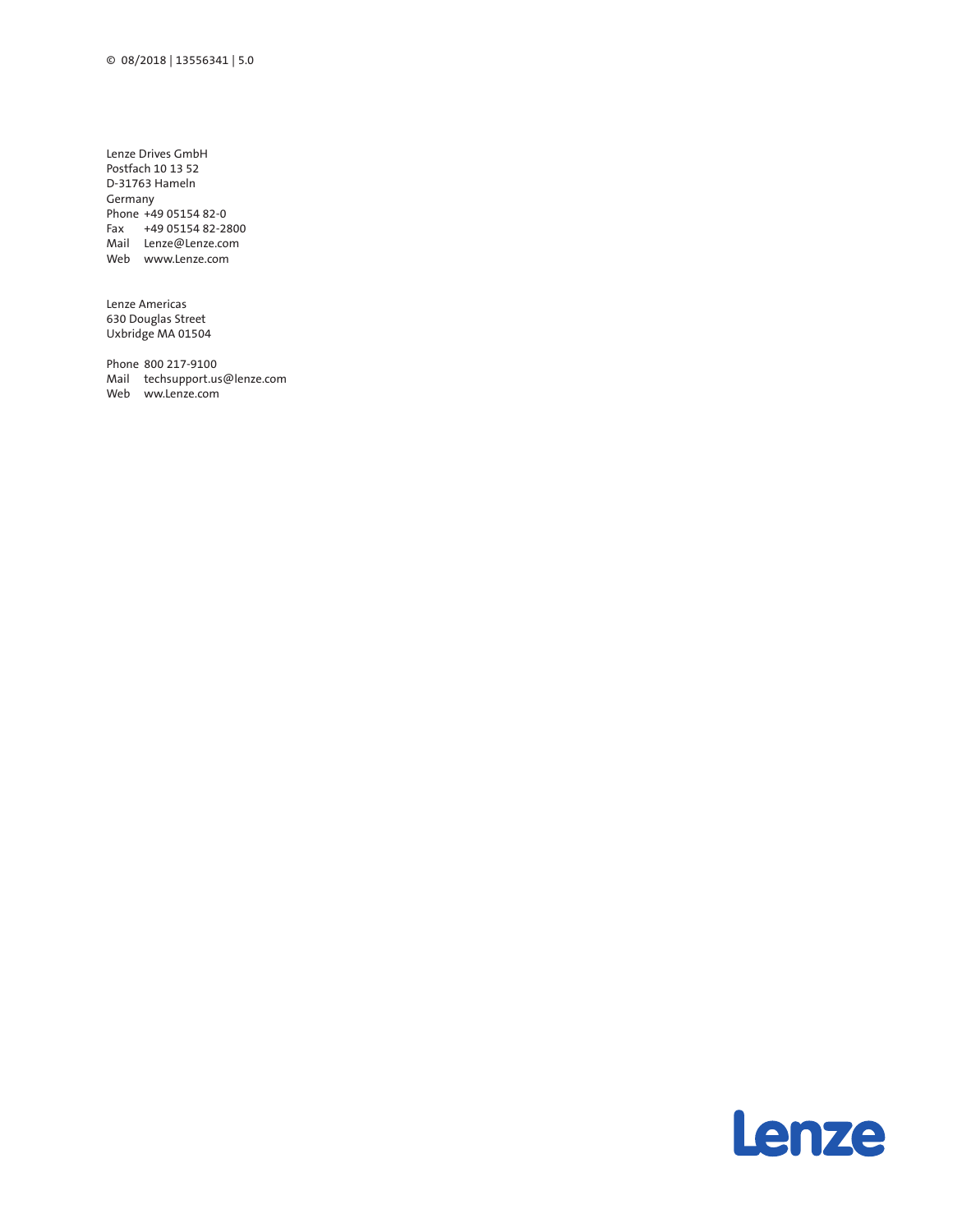© 08/2018 | 13556341 | 5.0

Lenze Drives GmbH
Postfach 10 13 52
D-31763 Hameln
Germany
Phone +49 05154 82-0
Fax +49 05154 82-2800
Mail Lenze@Lenze.com
Web www.Lenze.com

Lenze Americas
630 Douglas Street
Uxbridge MA 01504

Phone 800 217-9100
Mail techsupport.us@lenze.com
Web ww.Lenze.com

Lenze